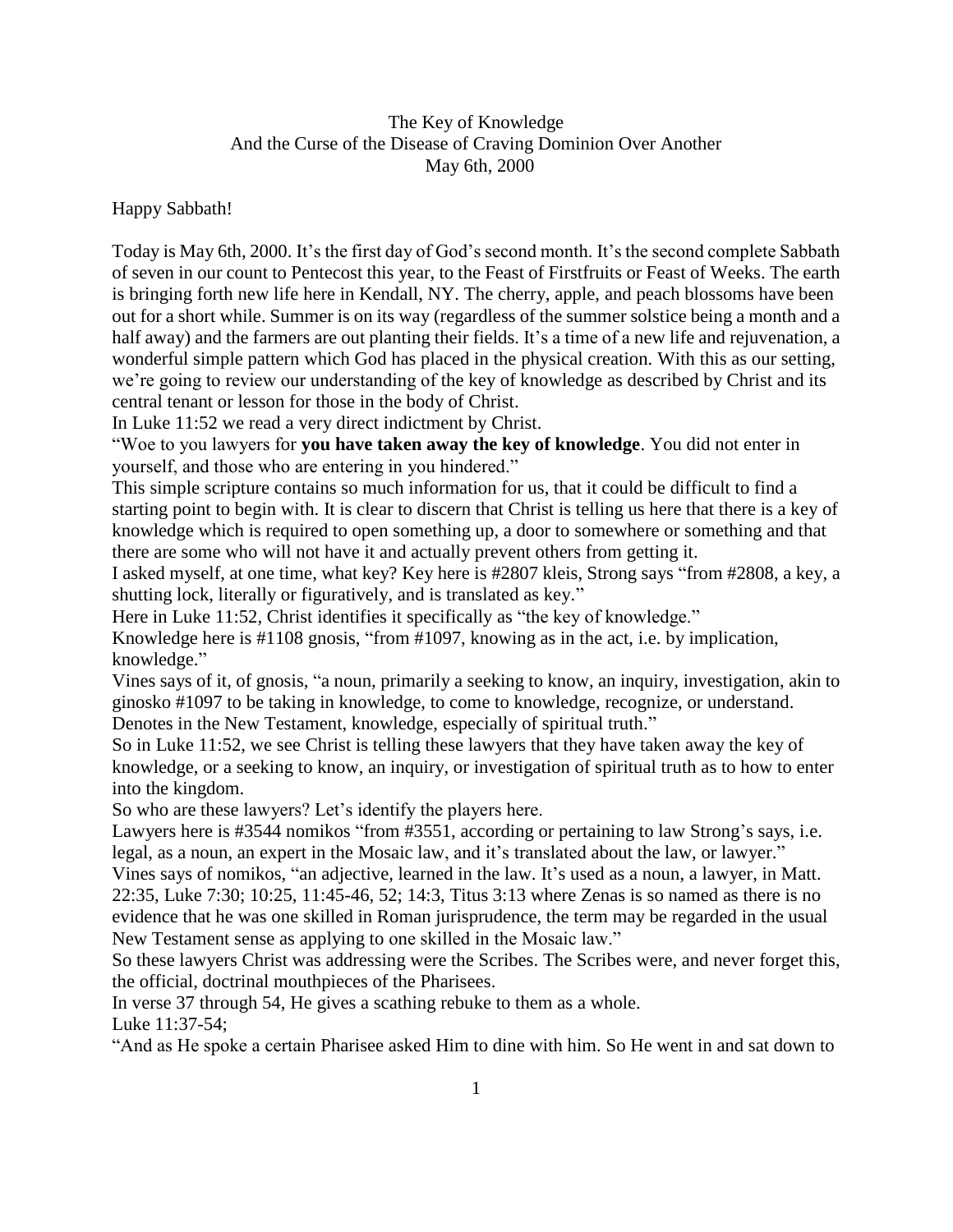# The Key of Knowledge
## And the Curse of the Disease of Craving Dominion Over Another
### May 6th, 2000

Happy Sabbath!

Today is May 6th, 2000. It's the first day of God's second month. It's the second complete Sabbath of seven in our count to Pentecost this year, to the Feast of Firstfruits or Feast of Weeks. The earth is bringing forth new life here in Kendall, NY. The cherry, apple, and peach blossoms have been out for a short while. Summer is on its way (regardless of the summer solstice being a month and a half away) and the farmers are out planting their fields. It's a time of a new life and rejuvenation, a wonderful simple pattern which God has placed in the physical creation. With this as our setting, we're going to review our understanding of the key of knowledge as described by Christ and its central tenant or lesson for those in the body of Christ.

In Luke 11:52 we read a very direct indictment by Christ.

"Woe to you lawyers for **you have taken away the key of knowledge**. You did not enter in yourself, and those who are entering in you hindered."

This simple scripture contains so much information for us, that it could be difficult to find a starting point to begin with. It is clear to discern that Christ is telling us here that there is a key of knowledge which is required to open something up, a door to somewhere or something and that there are some who will not have it and actually prevent others from getting it.

I asked myself, at one time, what key? Key here is #2807 kleis, Strong says "from #2808, a key, a shutting lock, literally or figuratively, and is translated as key."

Here in Luke 11:52, Christ identifies it specifically as "the key of knowledge."

Knowledge here is #1108 gnosis, "from #1097, knowing as in the act, i.e. by implication, knowledge."

Vines says of it, of gnosis, "a noun, primarily a seeking to know, an inquiry, investigation, akin to ginosko #1097 to be taking in knowledge, to come to knowledge, recognize, or understand. Denotes in the New Testament, knowledge, especially of spiritual truth."

So in Luke 11:52, we see Christ is telling these lawyers that they have taken away the key of knowledge, or a seeking to know, an inquiry, or investigation of spiritual truth as to how to enter into the kingdom.

So who are these lawyers? Let's identify the players here.

Lawyers here is #3544 nomikos "from #3551, according or pertaining to law Strong's says, i.e. legal, as a noun, an expert in the Mosaic law, and it's translated about the law, or lawyer."

Vines says of nomikos, "an adjective, learned in the law. It's used as a noun, a lawyer, in Matt. 22:35, Luke 7:30; 10:25, 11:45-46, 52; 14:3, Titus 3:13 where Zenas is so named as there is no evidence that he was one skilled in Roman jurisprudence, the term may be regarded in the usual New Testament sense as applying to one skilled in the Mosaic law."

So these lawyers Christ was addressing were the Scribes. The Scribes were, and never forget this, the official, doctrinal mouthpieces of the Pharisees.

In verse 37 through 54, He gives a scathing rebuke to them as a whole.

Luke 11:37-54;

"And as He spoke a certain Pharisee asked Him to dine with him. So He went in and sat down to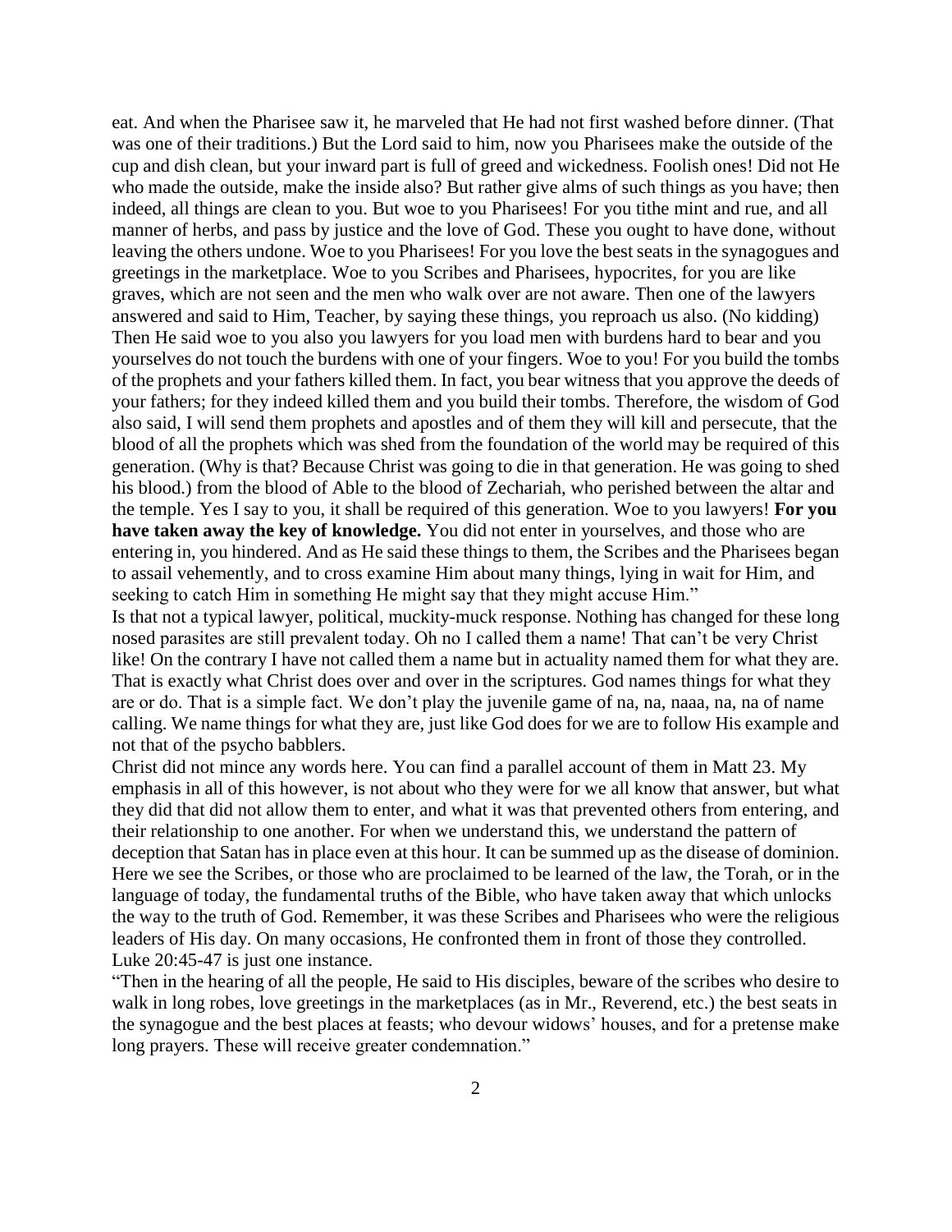eat. And when the Pharisee saw it, he marveled that He had not first washed before dinner. (That was one of their traditions.) But the Lord said to him, now you Pharisees make the outside of the cup and dish clean, but your inward part is full of greed and wickedness. Foolish ones! Did not He who made the outside, make the inside also? But rather give alms of such things as you have; then indeed, all things are clean to you. But woe to you Pharisees! For you tithe mint and rue, and all manner of herbs, and pass by justice and the love of God. These you ought to have done, without leaving the others undone. Woe to you Pharisees! For you love the best seats in the synagogues and greetings in the marketplace. Woe to you Scribes and Pharisees, hypocrites, for you are like graves, which are not seen and the men who walk over are not aware. Then one of the lawyers answered and said to Him, Teacher, by saying these things, you reproach us also. (No kidding) Then He said woe to you also you lawyers for you load men with burdens hard to bear and you yourselves do not touch the burdens with one of your fingers. Woe to you! For you build the tombs of the prophets and your fathers killed them. In fact, you bear witness that you approve the deeds of your fathers; for they indeed killed them and you build their tombs. Therefore, the wisdom of God also said, I will send them prophets and apostles and of them they will kill and persecute, that the blood of all the prophets which was shed from the foundation of the world may be required of this generation. (Why is that? Because Christ was going to die in that generation. He was going to shed his blood.) from the blood of Able to the blood of Zechariah, who perished between the altar and the temple. Yes I say to you, it shall be required of this generation. Woe to you lawyers! **For you have taken away the key of knowledge.** You did not enter in yourselves, and those who are entering in, you hindered. And as He said these things to them, the Scribes and the Pharisees began to assail vehemently, and to cross examine Him about many things, lying in wait for Him, and seeking to catch Him in something He might say that they might accuse Him."

Is that not a typical lawyer, political, muckity-muck response. Nothing has changed for these long nosed parasites are still prevalent today. Oh no I called them a name! That can't be very Christ like! On the contrary I have not called them a name but in actuality named them for what they are. That is exactly what Christ does over and over in the scriptures. God names things for what they are or do. That is a simple fact. We don't play the juvenile game of na, na, naaa, na, na of name calling. We name things for what they are, just like God does for we are to follow His example and not that of the psycho babblers.

Christ did not mince any words here. You can find a parallel account of them in Matt 23. My emphasis in all of this however, is not about who they were for we all know that answer, but what they did that did not allow them to enter, and what it was that prevented others from entering, and their relationship to one another. For when we understand this, we understand the pattern of deception that Satan has in place even at this hour. It can be summed up as the disease of dominion. Here we see the Scribes, or those who are proclaimed to be learned of the law, the Torah, or in the language of today, the fundamental truths of the Bible, who have taken away that which unlocks the way to the truth of God. Remember, it was these Scribes and Pharisees who were the religious leaders of His day. On many occasions, He confronted them in front of those they controlled. Luke 20:45-47 is just one instance.

"Then in the hearing of all the people, He said to His disciples, beware of the scribes who desire to walk in long robes, love greetings in the marketplaces (as in Mr., Reverend, etc.) the best seats in the synagogue and the best places at feasts; who devour widows' houses, and for a pretense make long prayers. These will receive greater condemnation."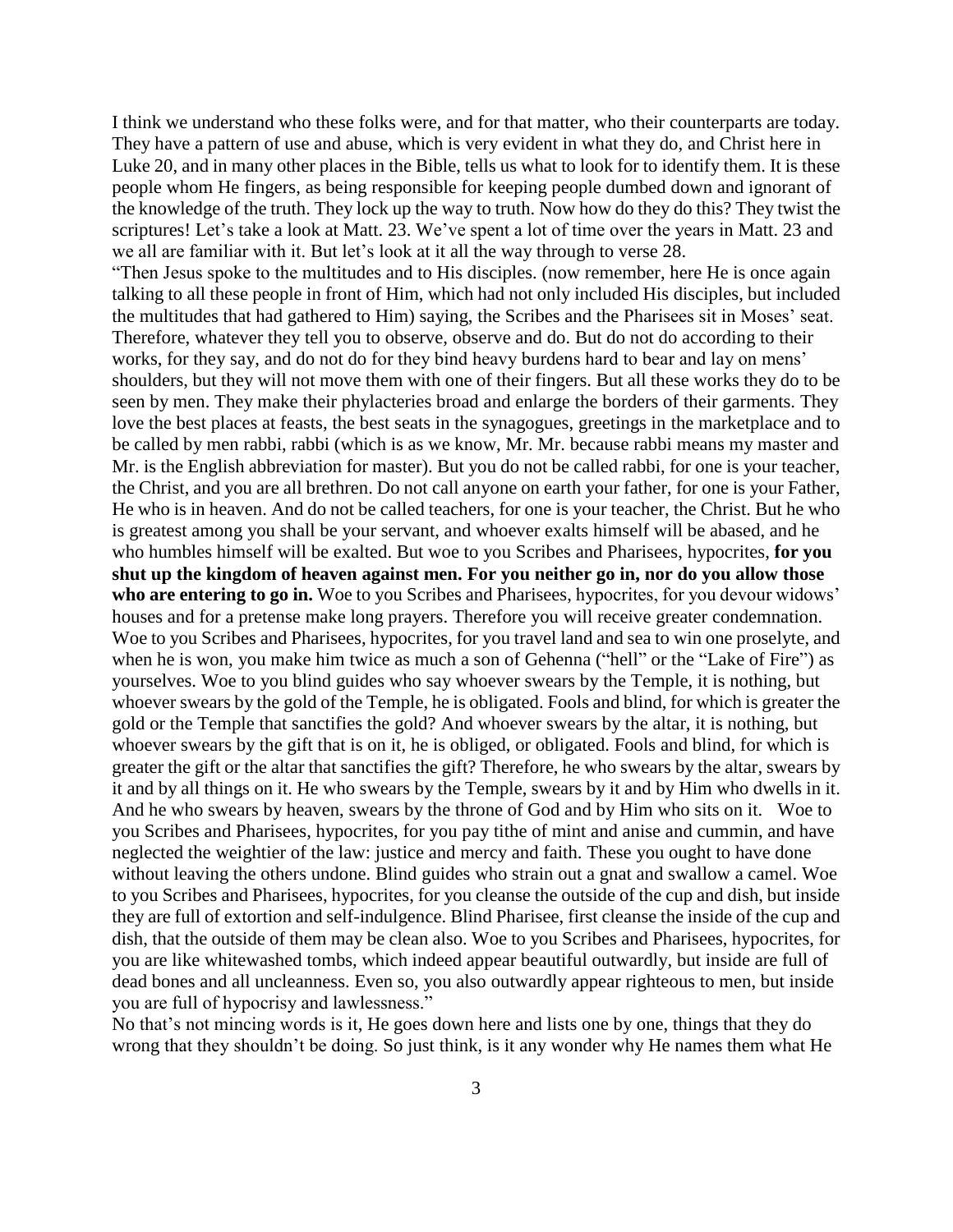I think we understand who these folks were, and for that matter, who their counterparts are today. They have a pattern of use and abuse, which is very evident in what they do, and Christ here in Luke 20, and in many other places in the Bible, tells us what to look for to identify them. It is these people whom He fingers, as being responsible for keeping people dumbed down and ignorant of the knowledge of the truth. They lock up the way to truth. Now how do they do this? They twist the scriptures! Let's take a look at Matt. 23. We've spent a lot of time over the years in Matt. 23 and we all are familiar with it. But let's look at it all the way through to verse 28.

"Then Jesus spoke to the multitudes and to His disciples. (now remember, here He is once again talking to all these people in front of Him, which had not only included His disciples, but included the multitudes that had gathered to Him) saying, the Scribes and the Pharisees sit in Moses' seat. Therefore, whatever they tell you to observe, observe and do. But do not do according to their works, for they say, and do not do for they bind heavy burdens hard to bear and lay on mens' shoulders, but they will not move them with one of their fingers. But all these works they do to be seen by men. They make their phylacteries broad and enlarge the borders of their garments. They love the best places at feasts, the best seats in the synagogues, greetings in the marketplace and to be called by men rabbi, rabbi (which is as we know, Mr. Mr. because rabbi means my master and Mr. is the English abbreviation for master). But you do not be called rabbi, for one is your teacher, the Christ, and you are all brethren. Do not call anyone on earth your father, for one is your Father, He who is in heaven. And do not be called teachers, for one is your teacher, the Christ. But he who is greatest among you shall be your servant, and whoever exalts himself will be abased, and he who humbles himself will be exalted. But woe to you Scribes and Pharisees, hypocrites, **for you shut up the kingdom of heaven against men. For you neither go in, nor do you allow those who are entering to go in.** Woe to you Scribes and Pharisees, hypocrites, for you devour widows' houses and for a pretense make long prayers. Therefore you will receive greater condemnation. Woe to you Scribes and Pharisees, hypocrites, for you travel land and sea to win one proselyte, and when he is won, you make him twice as much a son of Gehenna ("hell" or the "Lake of Fire") as yourselves. Woe to you blind guides who say whoever swears by the Temple, it is nothing, but whoever swears by the gold of the Temple, he is obligated. Fools and blind, for which is greater the gold or the Temple that sanctifies the gold? And whoever swears by the altar, it is nothing, but whoever swears by the gift that is on it, he is obliged, or obligated. Fools and blind, for which is greater the gift or the altar that sanctifies the gift? Therefore, he who swears by the altar, swears by it and by all things on it. He who swears by the Temple, swears by it and by Him who dwells in it. And he who swears by heaven, swears by the throne of God and by Him who sits on it. Woe to you Scribes and Pharisees, hypocrites, for you pay tithe of mint and anise and cummin, and have neglected the weightier of the law: justice and mercy and faith. These you ought to have done without leaving the others undone. Blind guides who strain out a gnat and swallow a camel. Woe to you Scribes and Pharisees, hypocrites, for you cleanse the outside of the cup and dish, but inside they are full of extortion and self-indulgence. Blind Pharisee, first cleanse the inside of the cup and dish, that the outside of them may be clean also. Woe to you Scribes and Pharisees, hypocrites, for you are like whitewashed tombs, which indeed appear beautiful outwardly, but inside are full of dead bones and all uncleanness. Even so, you also outwardly appear righteous to men, but inside you are full of hypocrisy and lawlessness."

No that's not mincing words is it, He goes down here and lists one by one, things that they do wrong that they shouldn't be doing. So just think, is it any wonder why He names them what He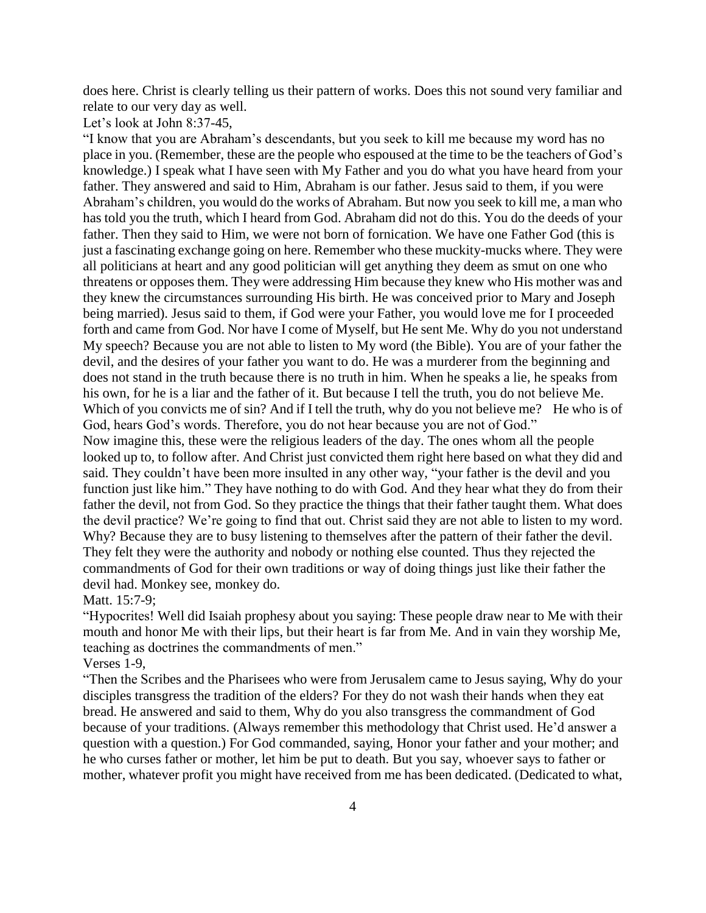does here. Christ is clearly telling us their pattern of works. Does this not sound very familiar and relate to our very day as well.

Let's look at John 8:37-45,

"I know that you are Abraham's descendants, but you seek to kill me because my word has no place in you. (Remember, these are the people who espoused at the time to be the teachers of God's knowledge.) I speak what I have seen with My Father and you do what you have heard from your father. They answered and said to Him, Abraham is our father. Jesus said to them, if you were Abraham's children, you would do the works of Abraham. But now you seek to kill me, a man who has told you the truth, which I heard from God. Abraham did not do this. You do the deeds of your father. Then they said to Him, we were not born of fornication. We have one Father God (this is just a fascinating exchange going on here. Remember who these muckity-mucks where. They were all politicians at heart and any good politician will get anything they deem as smut on one who threatens or opposes them. They were addressing Him because they knew who His mother was and they knew the circumstances surrounding His birth. He was conceived prior to Mary and Joseph being married). Jesus said to them, if God were your Father, you would love me for I proceeded forth and came from God. Nor have I come of Myself, but He sent Me. Why do you not understand My speech? Because you are not able to listen to My word (the Bible). You are of your father the devil, and the desires of your father you want to do. He was a murderer from the beginning and does not stand in the truth because there is no truth in him. When he speaks a lie, he speaks from his own, for he is a liar and the father of it. But because I tell the truth, you do not believe Me. Which of you convicts me of sin? And if I tell the truth, why do you not believe me? He who is of God, hears God's words. Therefore, you do not hear because you are not of God."

Now imagine this, these were the religious leaders of the day. The ones whom all the people looked up to, to follow after. And Christ just convicted them right here based on what they did and said. They couldn't have been more insulted in any other way, "your father is the devil and you function just like him." They have nothing to do with God. And they hear what they do from their father the devil, not from God. So they practice the things that their father taught them. What does the devil practice? We're going to find that out. Christ said they are not able to listen to my word. Why? Because they are to busy listening to themselves after the pattern of their father the devil. They felt they were the authority and nobody or nothing else counted. Thus they rejected the commandments of God for their own traditions or way of doing things just like their father the devil had. Monkey see, monkey do.

Matt. 15:7-9;

"Hypocrites! Well did Isaiah prophesy about you saying: These people draw near to Me with their mouth and honor Me with their lips, but their heart is far from Me. And in vain they worship Me, teaching as doctrines the commandments of men."

Verses 1-9,

"Then the Scribes and the Pharisees who were from Jerusalem came to Jesus saying, Why do your disciples transgress the tradition of the elders? For they do not wash their hands when they eat bread. He answered and said to them, Why do you also transgress the commandment of God because of your traditions. (Always remember this methodology that Christ used. He'd answer a question with a question.) For God commanded, saying, Honor your father and your mother; and he who curses father or mother, let him be put to death. But you say, whoever says to father or mother, whatever profit you might have received from me has been dedicated. (Dedicated to what,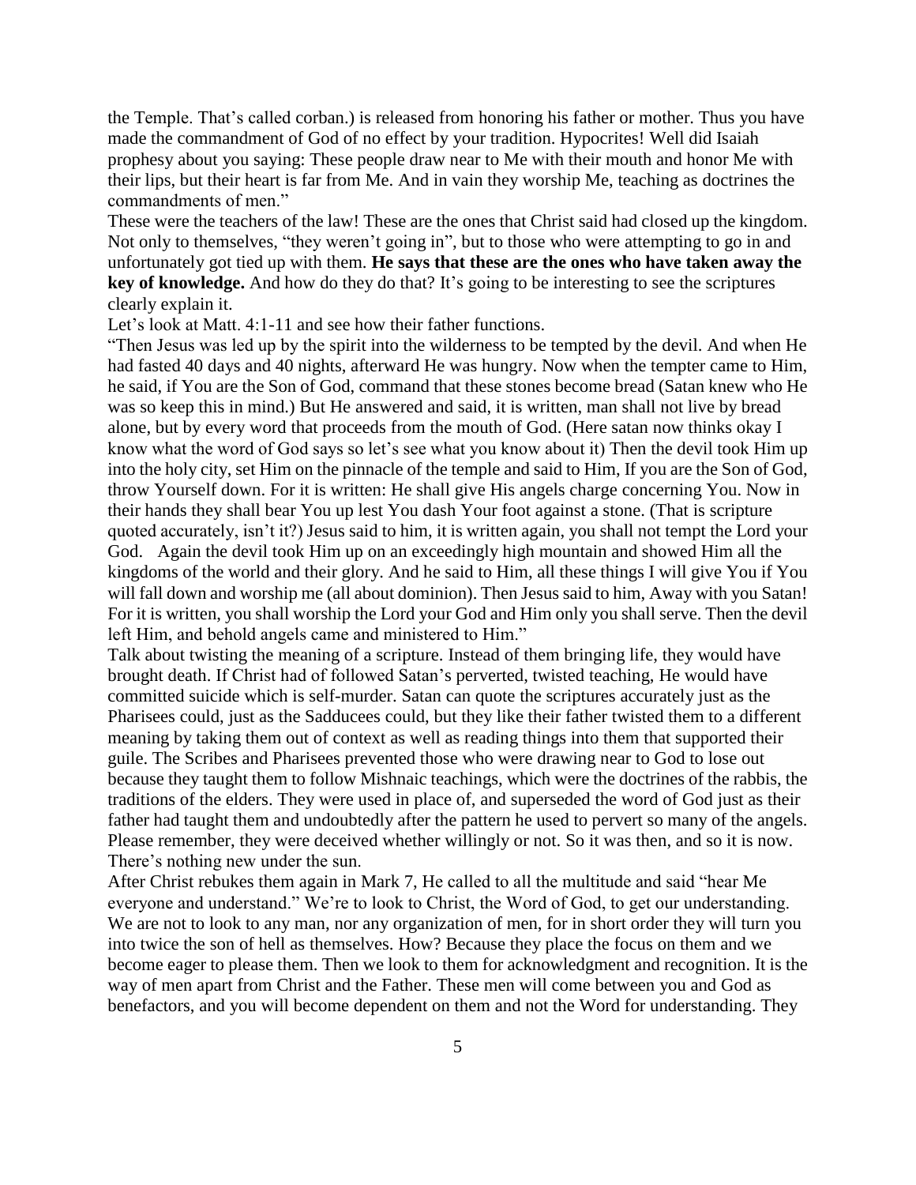the Temple. That's called corban.) is released from honoring his father or mother. Thus you have made the commandment of God of no effect by your tradition. Hypocrites! Well did Isaiah prophesy about you saying: These people draw near to Me with their mouth and honor Me with their lips, but their heart is far from Me. And in vain they worship Me, teaching as doctrines the commandments of men."

These were the teachers of the law! These are the ones that Christ said had closed up the kingdom. Not only to themselves, "they weren't going in", but to those who were attempting to go in and unfortunately got tied up with them. **He says that these are the ones who have taken away the key of knowledge.** And how do they do that? It's going to be interesting to see the scriptures clearly explain it.

Let's look at Matt. 4:1-11 and see how their father functions.

"Then Jesus was led up by the spirit into the wilderness to be tempted by the devil. And when He had fasted 40 days and 40 nights, afterward He was hungry. Now when the tempter came to Him, he said, if You are the Son of God, command that these stones become bread (Satan knew who He was so keep this in mind.) But He answered and said, it is written, man shall not live by bread alone, but by every word that proceeds from the mouth of God. (Here satan now thinks okay I know what the word of God says so let's see what you know about it) Then the devil took Him up into the holy city, set Him on the pinnacle of the temple and said to Him, If you are the Son of God, throw Yourself down. For it is written: He shall give His angels charge concerning You. Now in their hands they shall bear You up lest You dash Your foot against a stone. (That is scripture quoted accurately, isn't it?) Jesus said to him, it is written again, you shall not tempt the Lord your God. Again the devil took Him up on an exceedingly high mountain and showed Him all the kingdoms of the world and their glory. And he said to Him, all these things I will give You if You will fall down and worship me (all about dominion). Then Jesus said to him, Away with you Satan! For it is written, you shall worship the Lord your God and Him only you shall serve. Then the devil left Him, and behold angels came and ministered to Him."

Talk about twisting the meaning of a scripture. Instead of them bringing life, they would have brought death. If Christ had of followed Satan's perverted, twisted teaching, He would have committed suicide which is self-murder. Satan can quote the scriptures accurately just as the Pharisees could, just as the Sadducees could, but they like their father twisted them to a different meaning by taking them out of context as well as reading things into them that supported their guile. The Scribes and Pharisees prevented those who were drawing near to God to lose out because they taught them to follow Mishnaic teachings, which were the doctrines of the rabbis, the traditions of the elders. They were used in place of, and superseded the word of God just as their father had taught them and undoubtedly after the pattern he used to pervert so many of the angels. Please remember, they were deceived whether willingly or not. So it was then, and so it is now. There's nothing new under the sun.

After Christ rebukes them again in Mark 7, He called to all the multitude and said "hear Me everyone and understand." We're to look to Christ, the Word of God, to get our understanding. We are not to look to any man, nor any organization of men, for in short order they will turn you into twice the son of hell as themselves. How? Because they place the focus on them and we become eager to please them. Then we look to them for acknowledgment and recognition. It is the way of men apart from Christ and the Father. These men will come between you and God as benefactors, and you will become dependent on them and not the Word for understanding. They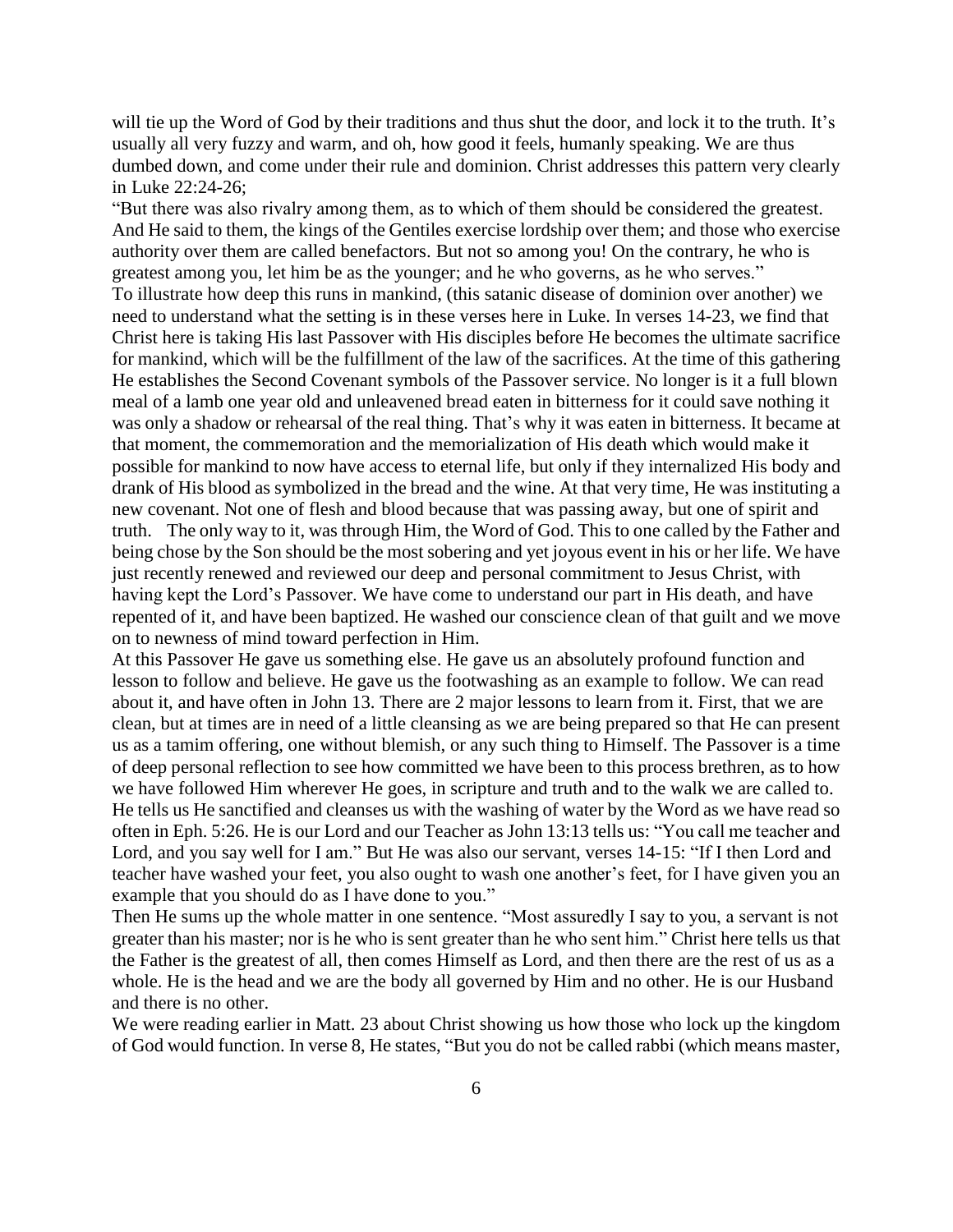will tie up the Word of God by their traditions and thus shut the door, and lock it to the truth. It's usually all very fuzzy and warm, and oh, how good it feels, humanly speaking. We are thus dumbed down, and come under their rule and dominion. Christ addresses this pattern very clearly in Luke 22:24-26;

"But there was also rivalry among them, as to which of them should be considered the greatest. And He said to them, the kings of the Gentiles exercise lordship over them; and those who exercise authority over them are called benefactors. But not so among you! On the contrary, he who is greatest among you, let him be as the younger; and he who governs, as he who serves."

To illustrate how deep this runs in mankind, (this satanic disease of dominion over another) we need to understand what the setting is in these verses here in Luke. In verses 14-23, we find that Christ here is taking His last Passover with His disciples before He becomes the ultimate sacrifice for mankind, which will be the fulfillment of the law of the sacrifices. At the time of this gathering He establishes the Second Covenant symbols of the Passover service. No longer is it a full blown meal of a lamb one year old and unleavened bread eaten in bitterness for it could save nothing it was only a shadow or rehearsal of the real thing. That's why it was eaten in bitterness. It became at that moment, the commemoration and the memorialization of His death which would make it possible for mankind to now have access to eternal life, but only if they internalized His body and drank of His blood as symbolized in the bread and the wine. At that very time, He was instituting a new covenant. Not one of flesh and blood because that was passing away, but one of spirit and truth. The only way to it, was through Him, the Word of God. This to one called by the Father and being chose by the Son should be the most sobering and yet joyous event in his or her life. We have just recently renewed and reviewed our deep and personal commitment to Jesus Christ, with having kept the Lord's Passover. We have come to understand our part in His death, and have repented of it, and have been baptized. He washed our conscience clean of that guilt and we move on to newness of mind toward perfection in Him.

At this Passover He gave us something else. He gave us an absolutely profound function and lesson to follow and believe. He gave us the footwashing as an example to follow. We can read about it, and have often in John 13. There are 2 major lessons to learn from it. First, that we are clean, but at times are in need of a little cleansing as we are being prepared so that He can present us as a tamim offering, one without blemish, or any such thing to Himself. The Passover is a time of deep personal reflection to see how committed we have been to this process brethren, as to how we have followed Him wherever He goes, in scripture and truth and to the walk we are called to. He tells us He sanctified and cleanses us with the washing of water by the Word as we have read so often in Eph. 5:26. He is our Lord and our Teacher as John 13:13 tells us: "You call me teacher and Lord, and you say well for I am." But He was also our servant, verses 14-15: "If I then Lord and teacher have washed your feet, you also ought to wash one another's feet, for I have given you an example that you should do as I have done to you."

Then He sums up the whole matter in one sentence. "Most assuredly I say to you, a servant is not greater than his master; nor is he who is sent greater than he who sent him." Christ here tells us that the Father is the greatest of all, then comes Himself as Lord, and then there are the rest of us as a whole. He is the head and we are the body all governed by Him and no other. He is our Husband and there is no other.

We were reading earlier in Matt. 23 about Christ showing us how those who lock up the kingdom of God would function. In verse 8, He states, "But you do not be called rabbi (which means master,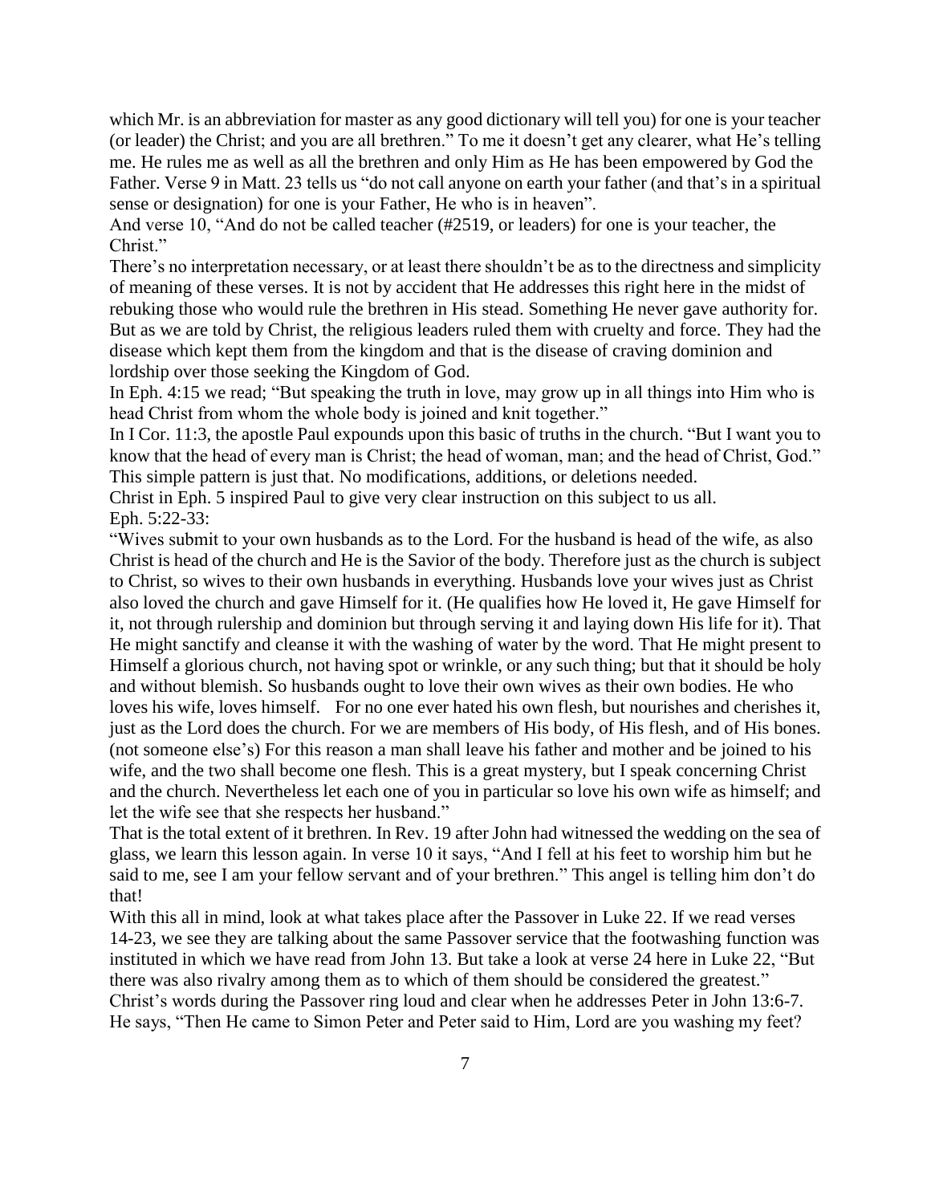which Mr. is an abbreviation for master as any good dictionary will tell you) for one is your teacher (or leader) the Christ; and you are all brethren." To me it doesn't get any clearer, what He's telling me. He rules me as well as all the brethren and only Him as He has been empowered by God the Father. Verse 9 in Matt. 23 tells us "do not call anyone on earth your father (and that's in a spiritual sense or designation) for one is your Father, He who is in heaven".

And verse 10, "And do not be called teacher (#2519, or leaders) for one is your teacher, the Christ."

There's no interpretation necessary, or at least there shouldn't be as to the directness and simplicity of meaning of these verses. It is not by accident that He addresses this right here in the midst of rebuking those who would rule the brethren in His stead. Something He never gave authority for. But as we are told by Christ, the religious leaders ruled them with cruelty and force. They had the disease which kept them from the kingdom and that is the disease of craving dominion and lordship over those seeking the Kingdom of God.

In Eph. 4:15 we read; "But speaking the truth in love, may grow up in all things into Him who is head Christ from whom the whole body is joined and knit together."

In I Cor. 11:3, the apostle Paul expounds upon this basic of truths in the church. "But I want you to know that the head of every man is Christ; the head of woman, man; and the head of Christ, God." This simple pattern is just that. No modifications, additions, or deletions needed.

Christ in Eph. 5 inspired Paul to give very clear instruction on this subject to us all.

Eph. 5:22-33:

"Wives submit to your own husbands as to the Lord. For the husband is head of the wife, as also Christ is head of the church and He is the Savior of the body. Therefore just as the church is subject to Christ, so wives to their own husbands in everything. Husbands love your wives just as Christ also loved the church and gave Himself for it. (He qualifies how He loved it, He gave Himself for it, not through rulership and dominion but through serving it and laying down His life for it). That He might sanctify and cleanse it with the washing of water by the word. That He might present to Himself a glorious church, not having spot or wrinkle, or any such thing; but that it should be holy and without blemish. So husbands ought to love their own wives as their own bodies. He who loves his wife, loves himself. For no one ever hated his own flesh, but nourishes and cherishes it, just as the Lord does the church. For we are members of His body, of His flesh, and of His bones. (not someone else's) For this reason a man shall leave his father and mother and be joined to his wife, and the two shall become one flesh. This is a great mystery, but I speak concerning Christ and the church. Nevertheless let each one of you in particular so love his own wife as himself; and let the wife see that she respects her husband."

That is the total extent of it brethren. In Rev. 19 after John had witnessed the wedding on the sea of glass, we learn this lesson again. In verse 10 it says, "And I fell at his feet to worship him but he said to me, see I am your fellow servant and of your brethren." This angel is telling him don't do that!

With this all in mind, look at what takes place after the Passover in Luke 22. If we read verses 14-23, we see they are talking about the same Passover service that the footwashing function was instituted in which we have read from John 13. But take a look at verse 24 here in Luke 22, "But there was also rivalry among them as to which of them should be considered the greatest."

Christ's words during the Passover ring loud and clear when he addresses Peter in John 13:6-7. He says, "Then He came to Simon Peter and Peter said to Him, Lord are you washing my feet?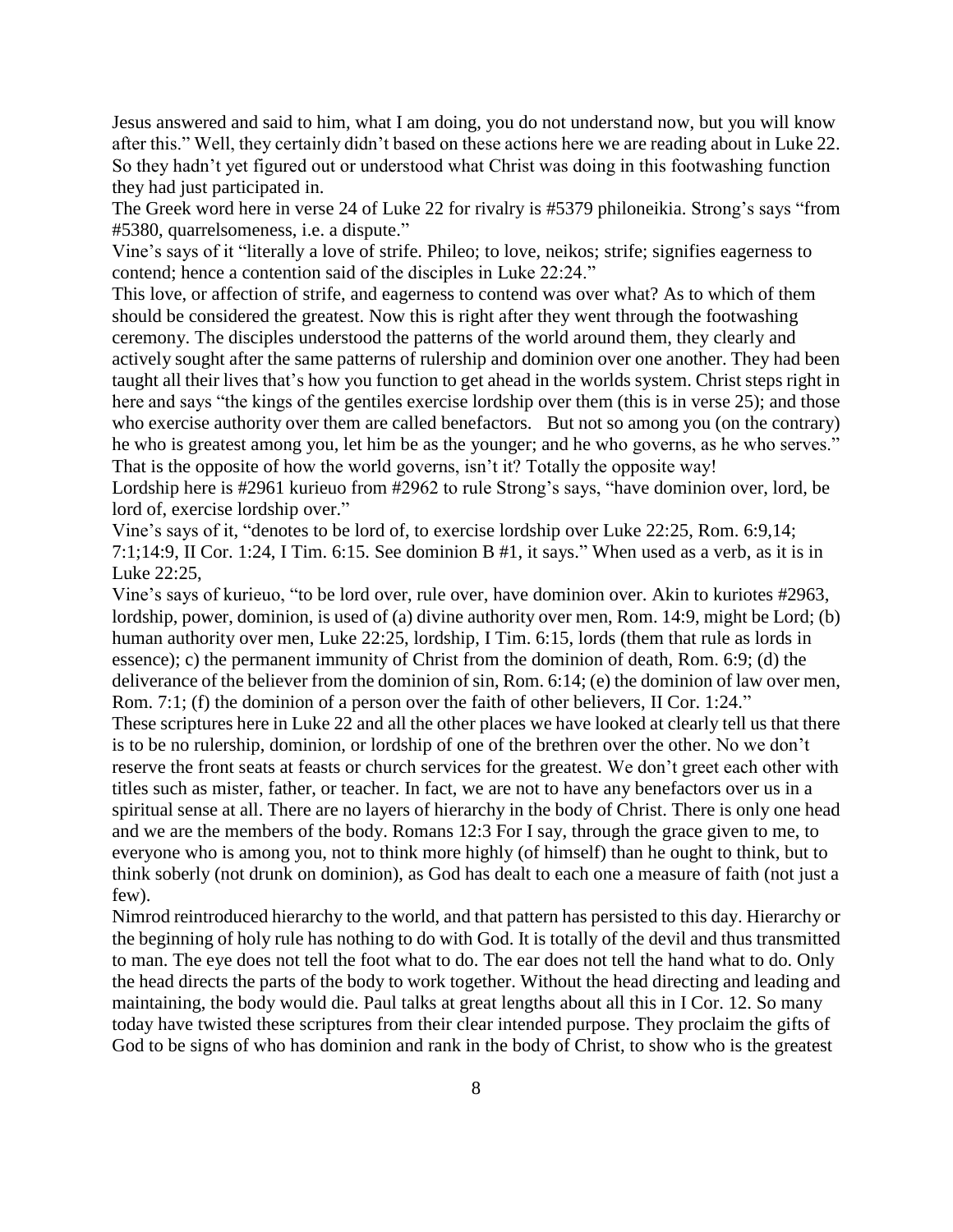Jesus answered and said to him, what I am doing, you do not understand now, but you will know after this." Well, they certainly didn't based on these actions here we are reading about in Luke 22. So they hadn't yet figured out or understood what Christ was doing in this footwashing function they had just participated in.

The Greek word here in verse 24 of Luke 22 for rivalry is #5379 philoneikia. Strong's says "from #5380, quarrelsomeness, i.e. a dispute."

Vine's says of it "literally a love of strife. Phileo; to love, neikos; strife; signifies eagerness to contend; hence a contention said of the disciples in Luke 22:24."

This love, or affection of strife, and eagerness to contend was over what? As to which of them should be considered the greatest. Now this is right after they went through the footwashing ceremony. The disciples understood the patterns of the world around them, they clearly and actively sought after the same patterns of rulership and dominion over one another. They had been taught all their lives that's how you function to get ahead in the worlds system. Christ steps right in here and says "the kings of the gentiles exercise lordship over them (this is in verse 25); and those who exercise authority over them are called benefactors. But not so among you (on the contrary) he who is greatest among you, let him be as the younger; and he who governs, as he who serves." That is the opposite of how the world governs, isn't it? Totally the opposite way!

Lordship here is #2961 kurieuo from #2962 to rule Strong's says, "have dominion over, lord, be lord of, exercise lordship over."

Vine's says of it, "denotes to be lord of, to exercise lordship over Luke 22:25, Rom. 6:9,14; 7:1;14:9, II Cor. 1:24, I Tim. 6:15. See dominion B #1, it says." When used as a verb, as it is in Luke 22:25,

Vine's says of kurieuo, "to be lord over, rule over, have dominion over. Akin to kuriotes #2963, lordship, power, dominion, is used of (a) divine authority over men, Rom. 14:9, might be Lord; (b) human authority over men, Luke 22:25, lordship, I Tim. 6:15, lords (them that rule as lords in essence); c) the permanent immunity of Christ from the dominion of death, Rom. 6:9; (d) the deliverance of the believer from the dominion of sin, Rom. 6:14; (e) the dominion of law over men, Rom. 7:1; (f) the dominion of a person over the faith of other believers, II Cor. 1:24."

These scriptures here in Luke 22 and all the other places we have looked at clearly tell us that there is to be no rulership, dominion, or lordship of one of the brethren over the other. No we don't reserve the front seats at feasts or church services for the greatest. We don't greet each other with titles such as mister, father, or teacher. In fact, we are not to have any benefactors over us in a spiritual sense at all. There are no layers of hierarchy in the body of Christ. There is only one head and we are the members of the body. Romans 12:3 For I say, through the grace given to me, to everyone who is among you, not to think more highly (of himself) than he ought to think, but to think soberly (not drunk on dominion), as God has dealt to each one a measure of faith (not just a few).

Nimrod reintroduced hierarchy to the world, and that pattern has persisted to this day. Hierarchy or the beginning of holy rule has nothing to do with God. It is totally of the devil and thus transmitted to man. The eye does not tell the foot what to do. The ear does not tell the hand what to do. Only the head directs the parts of the body to work together. Without the head directing and leading and maintaining, the body would die. Paul talks at great lengths about all this in I Cor. 12. So many today have twisted these scriptures from their clear intended purpose. They proclaim the gifts of God to be signs of who has dominion and rank in the body of Christ, to show who is the greatest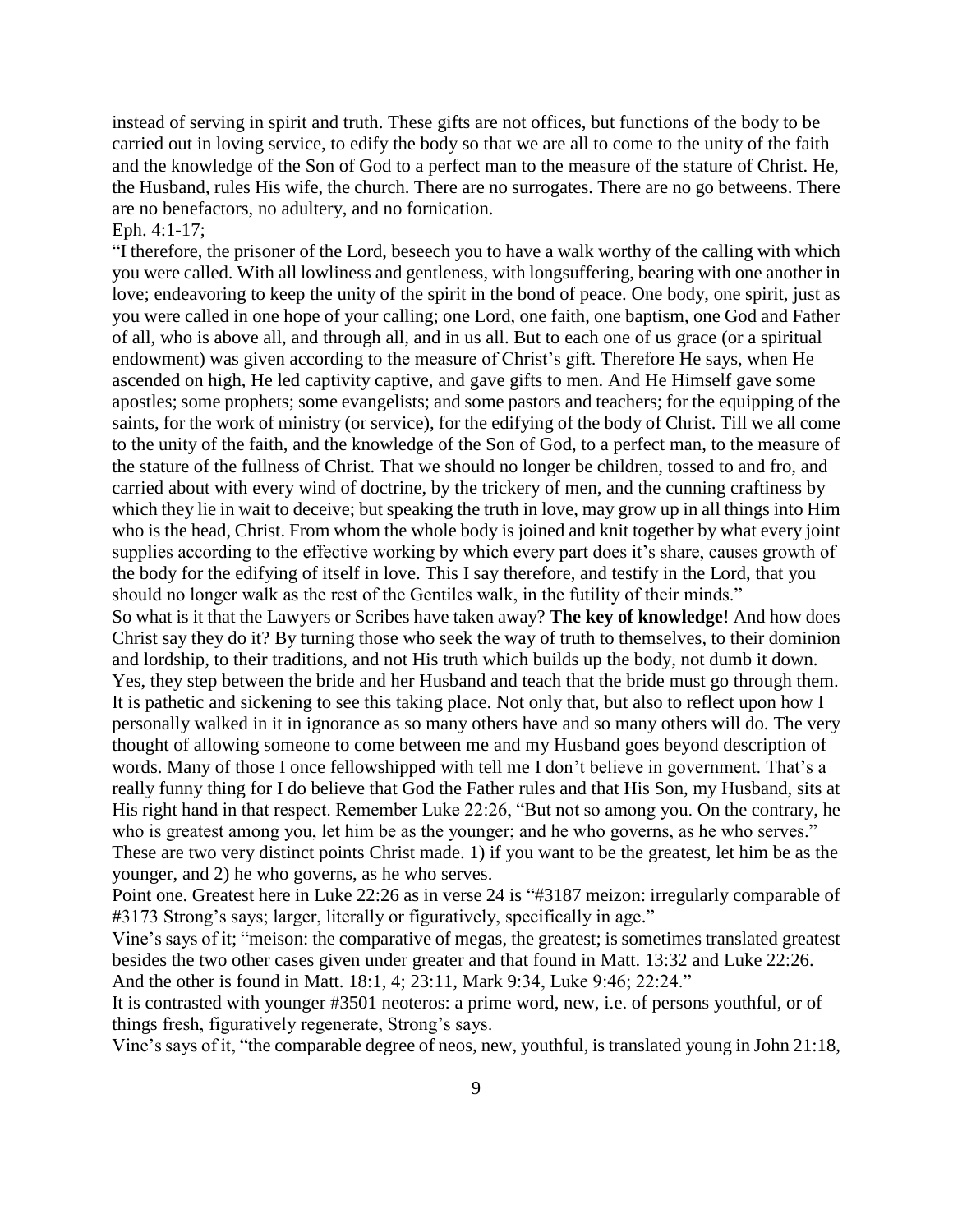instead of serving in spirit and truth. These gifts are not offices, but functions of the body to be carried out in loving service, to edify the body so that we are all to come to the unity of the faith and the knowledge of the Son of God to a perfect man to the measure of the stature of Christ. He, the Husband, rules His wife, the church. There are no surrogates. There are no go betweens. There are no benefactors, no adultery, and no fornication.

Eph. 4:1-17;

"I therefore, the prisoner of the Lord, beseech you to have a walk worthy of the calling with which you were called. With all lowliness and gentleness, with longsuffering, bearing with one another in love; endeavoring to keep the unity of the spirit in the bond of peace. One body, one spirit, just as you were called in one hope of your calling; one Lord, one faith, one baptism, one God and Father of all, who is above all, and through all, and in us all. But to each one of us grace (or a spiritual endowment) was given according to the measure of Christ's gift. Therefore He says, when He ascended on high, He led captivity captive, and gave gifts to men. And He Himself gave some apostles; some prophets; some evangelists; and some pastors and teachers; for the equipping of the saints, for the work of ministry (or service), for the edifying of the body of Christ. Till we all come to the unity of the faith, and the knowledge of the Son of God, to a perfect man, to the measure of the stature of the fullness of Christ. That we should no longer be children, tossed to and fro, and carried about with every wind of doctrine, by the trickery of men, and the cunning craftiness by which they lie in wait to deceive; but speaking the truth in love, may grow up in all things into Him who is the head, Christ. From whom the whole body is joined and knit together by what every joint supplies according to the effective working by which every part does it's share, causes growth of the body for the edifying of itself in love. This I say therefore, and testify in the Lord, that you should no longer walk as the rest of the Gentiles walk, in the futility of their minds."

So what is it that the Lawyers or Scribes have taken away? **The key of knowledge**! And how does Christ say they do it? By turning those who seek the way of truth to themselves, to their dominion and lordship, to their traditions, and not His truth which builds up the body, not dumb it down. Yes, they step between the bride and her Husband and teach that the bride must go through them. It is pathetic and sickening to see this taking place. Not only that, but also to reflect upon how I personally walked in it in ignorance as so many others have and so many others will do. The very thought of allowing someone to come between me and my Husband goes beyond description of words. Many of those I once fellowshipped with tell me I don't believe in government. That's a really funny thing for I do believe that God the Father rules and that His Son, my Husband, sits at His right hand in that respect. Remember Luke 22:26, "But not so among you. On the contrary, he who is greatest among you, let him be as the younger; and he who governs, as he who serves." These are two very distinct points Christ made. 1) if you want to be the greatest, let him be as the younger, and 2) he who governs, as he who serves.

Point one. Greatest here in Luke 22:26 as in verse 24 is "#3187 meizon: irregularly comparable of #3173 Strong's says; larger, literally or figuratively, specifically in age."

Vine's says of it; "meison: the comparative of megas, the greatest; is sometimes translated greatest besides the two other cases given under greater and that found in Matt. 13:32 and Luke 22:26. And the other is found in Matt. 18:1, 4; 23:11, Mark 9:34, Luke 9:46; 22:24."

It is contrasted with younger #3501 neoteros: a prime word, new, i.e. of persons youthful, or of things fresh, figuratively regenerate, Strong's says.

Vine's says of it, "the comparable degree of neos, new, youthful, is translated young in John 21:18,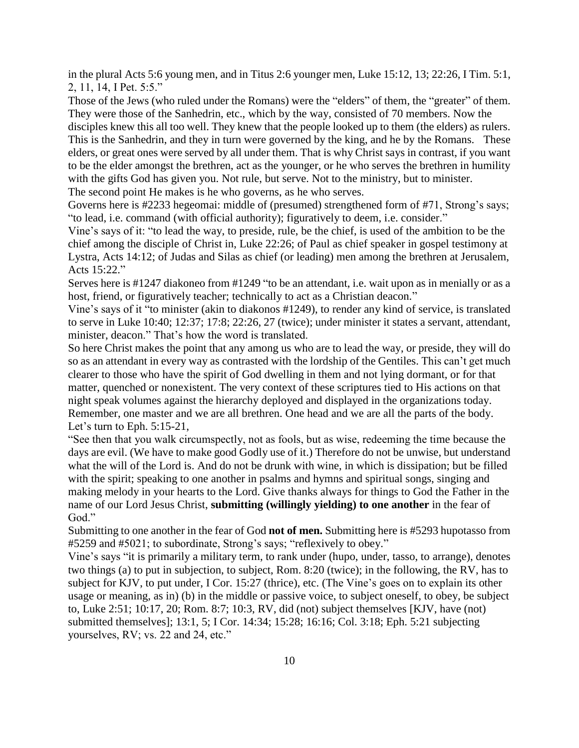in the plural Acts 5:6 young men, and in Titus 2:6 younger men, Luke 15:12, 13; 22:26, I Tim. 5:1, 2, 11, 14, I Pet. 5:5."

Those of the Jews (who ruled under the Romans) were the "elders" of them, the "greater" of them. They were those of the Sanhedrin, etc., which by the way, consisted of 70 members. Now the disciples knew this all too well. They knew that the people looked up to them (the elders) as rulers. This is the Sanhedrin, and they in turn were governed by the king, and he by the Romans. These elders, or great ones were served by all under them. That is why Christ says in contrast, if you want to be the elder amongst the brethren, act as the younger, or he who serves the brethren in humility with the gifts God has given you. Not rule, but serve. Not to the ministry, but to minister.

The second point He makes is he who governs, as he who serves.

Governs here is #2233 hegeomai: middle of (presumed) strengthened form of #71, Strong's says; "to lead, i.e. command (with official authority); figuratively to deem, i.e. consider."

Vine's says of it: "to lead the way, to preside, rule, be the chief, is used of the ambition to be the chief among the disciple of Christ in, Luke 22:26; of Paul as chief speaker in gospel testimony at Lystra, Acts 14:12; of Judas and Silas as chief (or leading) men among the brethren at Jerusalem, Acts 15:22."

Serves here is #1247 diakoneo from #1249 "to be an attendant, i.e. wait upon as in menially or as a host, friend, or figuratively teacher; technically to act as a Christian deacon."

Vine's says of it "to minister (akin to diakonos #1249), to render any kind of service, is translated to serve in Luke 10:40; 12:37; 17:8; 22:26, 27 (twice); under minister it states a servant, attendant, minister, deacon." That's how the word is translated.

So here Christ makes the point that any among us who are to lead the way, or preside, they will do so as an attendant in every way as contrasted with the lordship of the Gentiles. This can't get much clearer to those who have the spirit of God dwelling in them and not lying dormant, or for that matter, quenched or nonexistent. The very context of these scriptures tied to His actions on that night speak volumes against the hierarchy deployed and displayed in the organizations today. Remember, one master and we are all brethren. One head and we are all the parts of the body.

Let's turn to Eph. 5:15-21,

"See then that you walk circumspectly, not as fools, but as wise, redeeming the time because the days are evil. (We have to make good Godly use of it.) Therefore do not be unwise, but understand what the will of the Lord is. And do not be drunk with wine, in which is dissipation; but be filled with the spirit; speaking to one another in psalms and hymns and spiritual songs, singing and making melody in your hearts to the Lord. Give thanks always for things to God the Father in the name of our Lord Jesus Christ, **submitting (willingly yielding) to one another** in the fear of God."

Submitting to one another in the fear of God **not of men.** Submitting here is #5293 hupotasso from #5259 and #5021; to subordinate, Strong's says; "reflexively to obey."

Vine's says "it is primarily a military term, to rank under (hupo, under, tasso, to arrange), denotes two things (a) to put in subjection, to subject, Rom. 8:20 (twice); in the following, the RV, has to subject for KJV, to put under, I Cor. 15:27 (thrice), etc. (The Vine's goes on to explain its other usage or meaning, as in) (b) in the middle or passive voice, to subject oneself, to obey, be subject to, Luke 2:51; 10:17, 20; Rom. 8:7; 10:3, RV, did (not) subject themselves [KJV, have (not) submitted themselves]; 13:1, 5; I Cor. 14:34; 15:28; 16:16; Col. 3:18; Eph. 5:21 subjecting yourselves, RV; vs. 22 and 24, etc."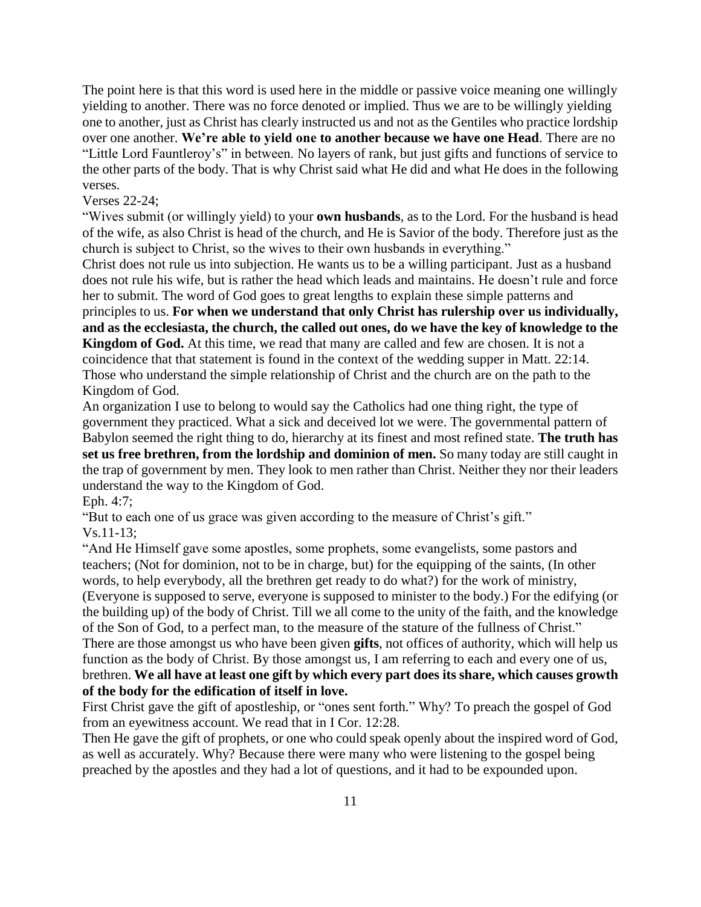The point here is that this word is used here in the middle or passive voice meaning one willingly yielding to another. There was no force denoted or implied. Thus we are to be willingly yielding one to another, just as Christ has clearly instructed us and not as the Gentiles who practice lordship over one another. **We're able to yield one to another because we have one Head**. There are no "Little Lord Fauntleroy's" in between. No layers of rank, but just gifts and functions of service to the other parts of the body. That is why Christ said what He did and what He does in the following verses.

Verses 22-24;

"Wives submit (or willingly yield) to your **own husbands**, as to the Lord. For the husband is head of the wife, as also Christ is head of the church, and He is Savior of the body. Therefore just as the church is subject to Christ, so the wives to their own husbands in everything."

Christ does not rule us into subjection. He wants us to be a willing participant. Just as a husband does not rule his wife, but is rather the head which leads and maintains. He doesn't rule and force her to submit. The word of God goes to great lengths to explain these simple patterns and principles to us. **For when we understand that only Christ has rulership over us individually, and as the ecclesiasta, the church, the called out ones, do we have the key of knowledge to the Kingdom of God.** At this time, we read that many are called and few are chosen. It is not a coincidence that that statement is found in the context of the wedding supper in Matt. 22:14. Those who understand the simple relationship of Christ and the church are on the path to the Kingdom of God.

An organization I use to belong to would say the Catholics had one thing right, the type of government they practiced. What a sick and deceived lot we were. The governmental pattern of Babylon seemed the right thing to do, hierarchy at its finest and most refined state. **The truth has set us free brethren, from the lordship and dominion of men.** So many today are still caught in the trap of government by men. They look to men rather than Christ. Neither they nor their leaders understand the way to the Kingdom of God.

Eph. 4:7;

"But to each one of us grace was given according to the measure of Christ's gift."

Vs.11-13;

"And He Himself gave some apostles, some prophets, some evangelists, some pastors and teachers; (Not for dominion, not to be in charge, but) for the equipping of the saints, (In other words, to help everybody, all the brethren get ready to do what?) for the work of ministry, (Everyone is supposed to serve, everyone is supposed to minister to the body.) For the edifying (or the building up) of the body of Christ. Till we all come to the unity of the faith, and the knowledge of the Son of God, to a perfect man, to the measure of the stature of the fullness of Christ."

There are those amongst us who have been given **gifts**, not offices of authority, which will help us function as the body of Christ. By those amongst us, I am referring to each and every one of us, brethren. **We all have at least one gift by which every part does its share, which causes growth of the body for the edification of itself in love.**

First Christ gave the gift of apostleship, or "ones sent forth." Why? To preach the gospel of God from an eyewitness account. We read that in I Cor. 12:28.

Then He gave the gift of prophets, or one who could speak openly about the inspired word of God, as well as accurately. Why? Because there were many who were listening to the gospel being preached by the apostles and they had a lot of questions, and it had to be expounded upon.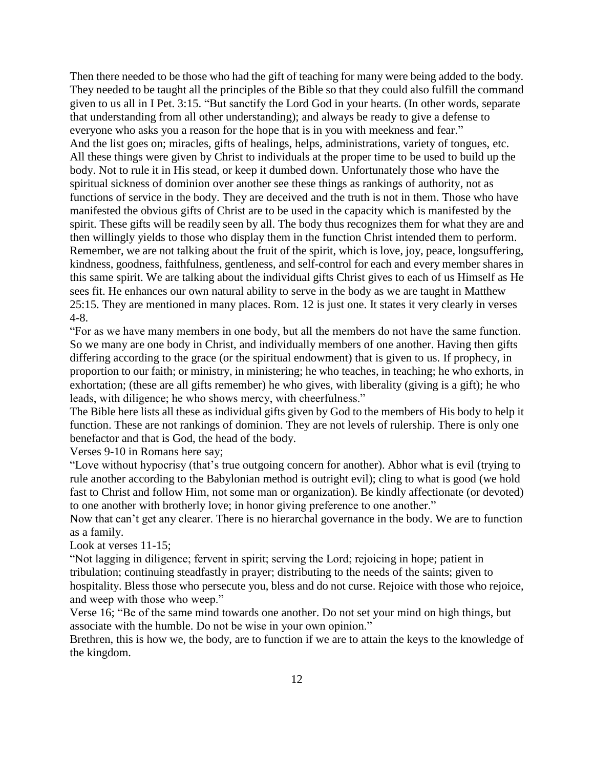Then there needed to be those who had the gift of teaching for many were being added to the body. They needed to be taught all the principles of the Bible so that they could also fulfill the command given to us all in I Pet. 3:15. "But sanctify the Lord God in your hearts. (In other words, separate that understanding from all other understanding); and always be ready to give a defense to everyone who asks you a reason for the hope that is in you with meekness and fear."

And the list goes on; miracles, gifts of healings, helps, administrations, variety of tongues, etc. All these things were given by Christ to individuals at the proper time to be used to build up the body. Not to rule it in His stead, or keep it dumbed down. Unfortunately those who have the spiritual sickness of dominion over another see these things as rankings of authority, not as functions of service in the body. They are deceived and the truth is not in them. Those who have manifested the obvious gifts of Christ are to be used in the capacity which is manifested by the spirit. These gifts will be readily seen by all. The body thus recognizes them for what they are and then willingly yields to those who display them in the function Christ intended them to perform. Remember, we are not talking about the fruit of the spirit, which is love, joy, peace, longsuffering, kindness, goodness, faithfulness, gentleness, and self-control for each and every member shares in this same spirit. We are talking about the individual gifts Christ gives to each of us Himself as He sees fit. He enhances our own natural ability to serve in the body as we are taught in Matthew 25:15. They are mentioned in many places. Rom. 12 is just one. It states it very clearly in verses 4-8.

"For as we have many members in one body, but all the members do not have the same function. So we many are one body in Christ, and individually members of one another. Having then gifts differing according to the grace (or the spiritual endowment) that is given to us. If prophecy, in proportion to our faith; or ministry, in ministering; he who teaches, in teaching; he who exhorts, in exhortation; (these are all gifts remember) he who gives, with liberality (giving is a gift); he who leads, with diligence; he who shows mercy, with cheerfulness."

The Bible here lists all these as individual gifts given by God to the members of His body to help it function. These are not rankings of dominion. They are not levels of rulership. There is only one benefactor and that is God, the head of the body.

Verses 9-10 in Romans here say;

"Love without hypocrisy (that's true outgoing concern for another). Abhor what is evil (trying to rule another according to the Babylonian method is outright evil); cling to what is good (we hold fast to Christ and follow Him, not some man or organization). Be kindly affectionate (or devoted) to one another with brotherly love; in honor giving preference to one another."

Now that can't get any clearer. There is no hierarchal governance in the body. We are to function as a family.

Look at verses 11-15;

"Not lagging in diligence; fervent in spirit; serving the Lord; rejoicing in hope; patient in tribulation; continuing steadfastly in prayer; distributing to the needs of the saints; given to hospitality. Bless those who persecute you, bless and do not curse. Rejoice with those who rejoice, and weep with those who weep."

Verse 16; "Be of the same mind towards one another. Do not set your mind on high things, but associate with the humble. Do not be wise in your own opinion."

Brethren, this is how we, the body, are to function if we are to attain the keys to the knowledge of the kingdom.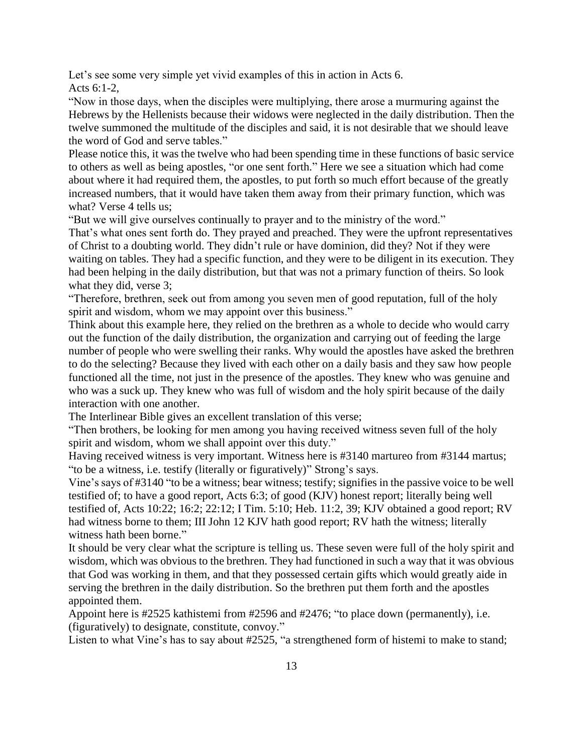Let's see some very simple yet vivid examples of this in action in Acts 6.

Acts 6:1-2,

"Now in those days, when the disciples were multiplying, there arose a murmuring against the Hebrews by the Hellenists because their widows were neglected in the daily distribution. Then the twelve summoned the multitude of the disciples and said, it is not desirable that we should leave the word of God and serve tables."

Please notice this, it was the twelve who had been spending time in these functions of basic service to others as well as being apostles, "or one sent forth." Here we see a situation which had come about where it had required them, the apostles, to put forth so much effort because of the greatly increased numbers, that it would have taken them away from their primary function, which was what? Verse 4 tells us;

"But we will give ourselves continually to prayer and to the ministry of the word."

That's what ones sent forth do. They prayed and preached. They were the upfront representatives of Christ to a doubting world. They didn't rule or have dominion, did they? Not if they were waiting on tables. They had a specific function, and they were to be diligent in its execution. They had been helping in the daily distribution, but that was not a primary function of theirs. So look what they did, verse 3;

"Therefore, brethren, seek out from among you seven men of good reputation, full of the holy spirit and wisdom, whom we may appoint over this business."

Think about this example here, they relied on the brethren as a whole to decide who would carry out the function of the daily distribution, the organization and carrying out of feeding the large number of people who were swelling their ranks. Why would the apostles have asked the brethren to do the selecting? Because they lived with each other on a daily basis and they saw how people functioned all the time, not just in the presence of the apostles. They knew who was genuine and who was a suck up. They knew who was full of wisdom and the holy spirit because of the daily interaction with one another.

The Interlinear Bible gives an excellent translation of this verse;

"Then brothers, be looking for men among you having received witness seven full of the holy spirit and wisdom, whom we shall appoint over this duty."

Having received witness is very important. Witness here is #3140 martureo from #3144 martus; "to be a witness, i.e. testify (literally or figuratively)" Strong's says.

Vine's says of #3140 "to be a witness; bear witness; testify; signifies in the passive voice to be well testified of; to have a good report, Acts 6:3; of good (KJV) honest report; literally being well testified of, Acts 10:22; 16:2; 22:12; I Tim. 5:10; Heb. 11:2, 39; KJV obtained a good report; RV had witness borne to them; III John 12 KJV hath good report; RV hath the witness; literally witness hath been borne."

It should be very clear what the scripture is telling us. These seven were full of the holy spirit and wisdom, which was obvious to the brethren. They had functioned in such a way that it was obvious that God was working in them, and that they possessed certain gifts which would greatly aide in serving the brethren in the daily distribution. So the brethren put them forth and the apostles appointed them.

Appoint here is #2525 kathistemi from #2596 and #2476; "to place down (permanently), i.e. (figuratively) to designate, constitute, convoy."

Listen to what Vine's has to say about #2525, "a strengthened form of histemi to make to stand;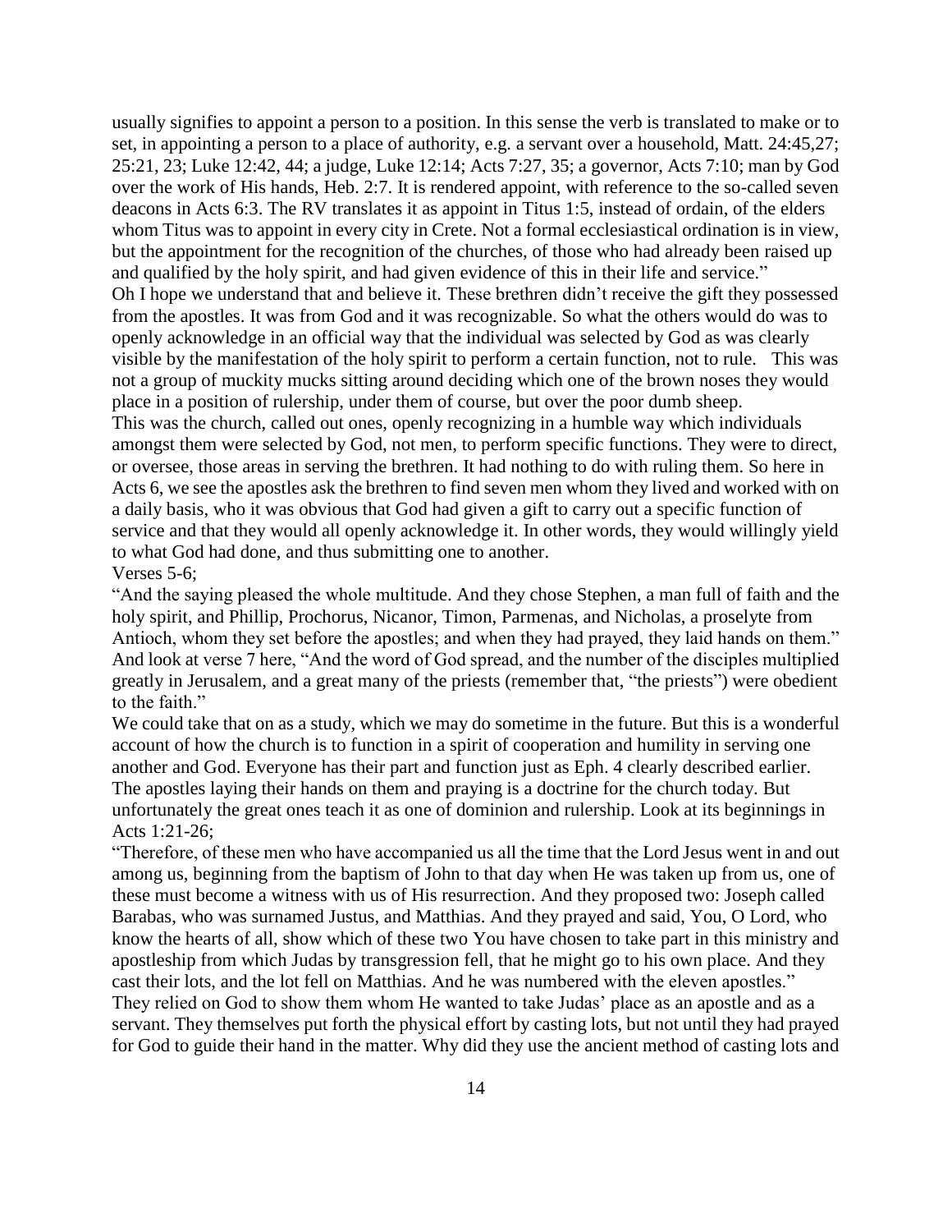usually signifies to appoint a person to a position. In this sense the verb is translated to make or to set, in appointing a person to a place of authority, e.g. a servant over a household, Matt. 24:45,27; 25:21, 23; Luke 12:42, 44; a judge, Luke 12:14; Acts 7:27, 35; a governor, Acts 7:10; man by God over the work of His hands, Heb. 2:7. It is rendered appoint, with reference to the so-called seven deacons in Acts 6:3. The RV translates it as appoint in Titus 1:5, instead of ordain, of the elders whom Titus was to appoint in every city in Crete. Not a formal ecclesiastical ordination is in view, but the appointment for the recognition of the churches, of those who had already been raised up and qualified by the holy spirit, and had given evidence of this in their life and service."

Oh I hope we understand that and believe it. These brethren didn't receive the gift they possessed from the apostles. It was from God and it was recognizable. So what the others would do was to openly acknowledge in an official way that the individual was selected by God as was clearly visible by the manifestation of the holy spirit to perform a certain function, not to rule. This was not a group of muckity mucks sitting around deciding which one of the brown noses they would place in a position of rulership, under them of course, but over the poor dumb sheep.

This was the church, called out ones, openly recognizing in a humble way which individuals amongst them were selected by God, not men, to perform specific functions. They were to direct, or oversee, those areas in serving the brethren. It had nothing to do with ruling them. So here in Acts 6, we see the apostles ask the brethren to find seven men whom they lived and worked with on a daily basis, who it was obvious that God had given a gift to carry out a specific function of service and that they would all openly acknowledge it. In other words, they would willingly yield to what God had done, and thus submitting one to another.

Verses 5-6;

"And the saying pleased the whole multitude. And they chose Stephen, a man full of faith and the holy spirit, and Phillip, Prochorus, Nicanor, Timon, Parmenas, and Nicholas, a proselyte from Antioch, whom they set before the apostles; and when they had prayed, they laid hands on them." And look at verse 7 here, "And the word of God spread, and the number of the disciples multiplied greatly in Jerusalem, and a great many of the priests (remember that, "the priests") were obedient to the faith."

We could take that on as a study, which we may do sometime in the future. But this is a wonderful account of how the church is to function in a spirit of cooperation and humility in serving one another and God. Everyone has their part and function just as Eph. 4 clearly described earlier. The apostles laying their hands on them and praying is a doctrine for the church today. But unfortunately the great ones teach it as one of dominion and rulership. Look at its beginnings in Acts 1:21-26;

"Therefore, of these men who have accompanied us all the time that the Lord Jesus went in and out among us, beginning from the baptism of John to that day when He was taken up from us, one of these must become a witness with us of His resurrection. And they proposed two: Joseph called Barabas, who was surnamed Justus, and Matthias. And they prayed and said, You, O Lord, who know the hearts of all, show which of these two You have chosen to take part in this ministry and apostleship from which Judas by transgression fell, that he might go to his own place. And they cast their lots, and the lot fell on Matthias. And he was numbered with the eleven apostles."

They relied on God to show them whom He wanted to take Judas' place as an apostle and as a servant. They themselves put forth the physical effort by casting lots, but not until they had prayed for God to guide their hand in the matter. Why did they use the ancient method of casting lots and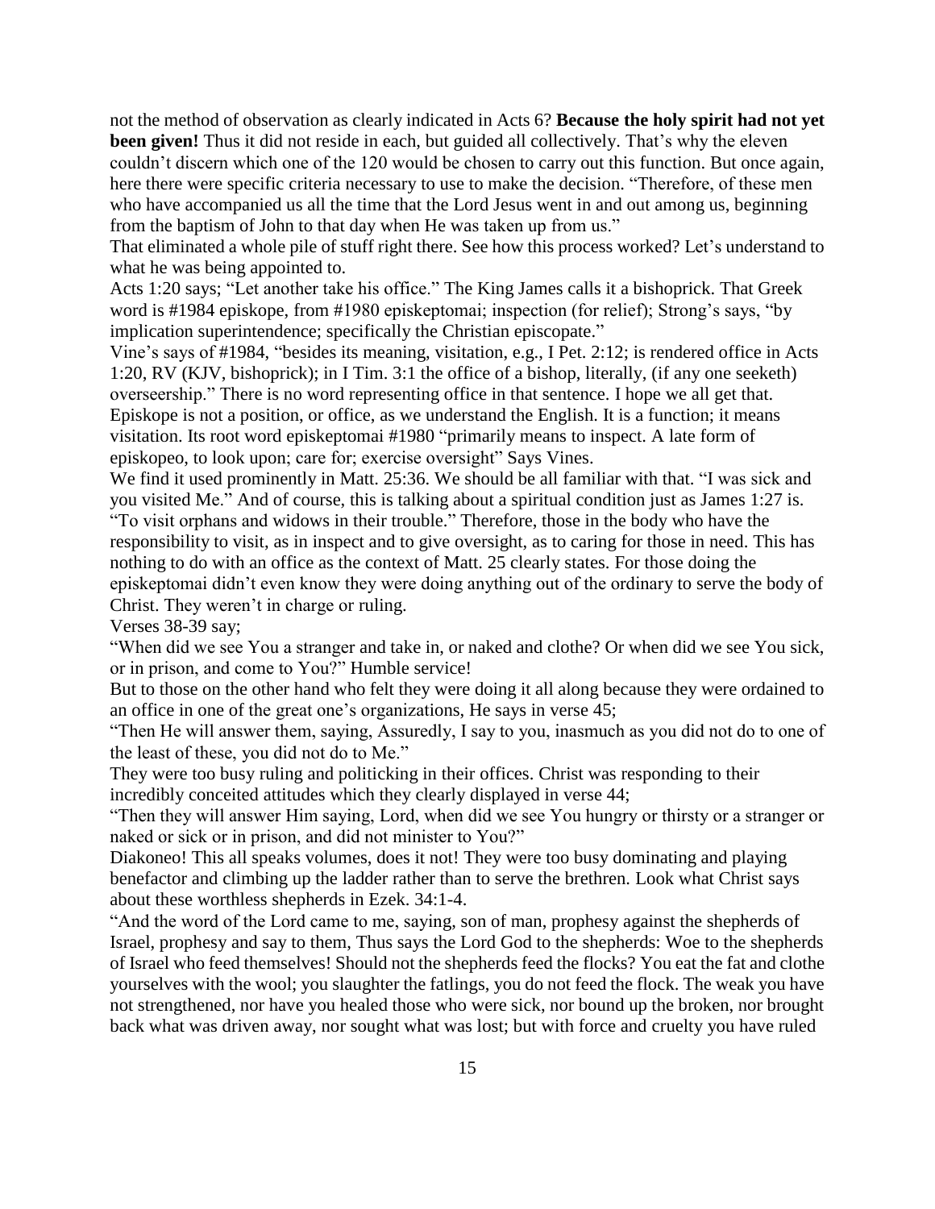not the method of observation as clearly indicated in Acts 6? **Because the holy spirit had not yet been given!** Thus it did not reside in each, but guided all collectively. That's why the eleven couldn't discern which one of the 120 would be chosen to carry out this function. But once again, here there were specific criteria necessary to use to make the decision. "Therefore, of these men who have accompanied us all the time that the Lord Jesus went in and out among us, beginning from the baptism of John to that day when He was taken up from us."

That eliminated a whole pile of stuff right there. See how this process worked? Let's understand to what he was being appointed to.

Acts 1:20 says; "Let another take his office." The King James calls it a bishoprick. That Greek word is #1984 episkope, from #1980 episkeptomai; inspection (for relief); Strong's says, "by implication superintendence; specifically the Christian episcopate."

Vine's says of #1984, "besides its meaning, visitation, e.g., I Pet. 2:12; is rendered office in Acts 1:20, RV (KJV, bishoprick); in I Tim. 3:1 the office of a bishop, literally, (if any one seeketh) overseership." There is no word representing office in that sentence. I hope we all get that. Episkope is not a position, or office, as we understand the English. It is a function; it means visitation. Its root word episkeptomai #1980 "primarily means to inspect. A late form of episkopeo, to look upon; care for; exercise oversight" Says Vines.

We find it used prominently in Matt. 25:36. We should be all familiar with that. "I was sick and you visited Me." And of course, this is talking about a spiritual condition just as James 1:27 is. "To visit orphans and widows in their trouble." Therefore, those in the body who have the responsibility to visit, as in inspect and to give oversight, as to caring for those in need. This has nothing to do with an office as the context of Matt. 25 clearly states. For those doing the episkeptomai didn't even know they were doing anything out of the ordinary to serve the body of Christ. They weren't in charge or ruling.

Verses 38-39 say;

"When did we see You a stranger and take in, or naked and clothe? Or when did we see You sick, or in prison, and come to You?" Humble service!

But to those on the other hand who felt they were doing it all along because they were ordained to an office in one of the great one's organizations, He says in verse 45;

"Then He will answer them, saying, Assuredly, I say to you, inasmuch as you did not do to one of the least of these, you did not do to Me."

They were too busy ruling and politicking in their offices. Christ was responding to their incredibly conceited attitudes which they clearly displayed in verse 44;

"Then they will answer Him saying, Lord, when did we see You hungry or thirsty or a stranger or naked or sick or in prison, and did not minister to You?"

Diakoneo! This all speaks volumes, does it not! They were too busy dominating and playing benefactor and climbing up the ladder rather than to serve the brethren. Look what Christ says about these worthless shepherds in Ezek. 34:1-4.

"And the word of the Lord came to me, saying, son of man, prophesy against the shepherds of Israel, prophesy and say to them, Thus says the Lord God to the shepherds: Woe to the shepherds of Israel who feed themselves! Should not the shepherds feed the flocks? You eat the fat and clothe yourselves with the wool; you slaughter the fatlings, you do not feed the flock. The weak you have not strengthened, nor have you healed those who were sick, nor bound up the broken, nor brought back what was driven away, nor sought what was lost; but with force and cruelty you have ruled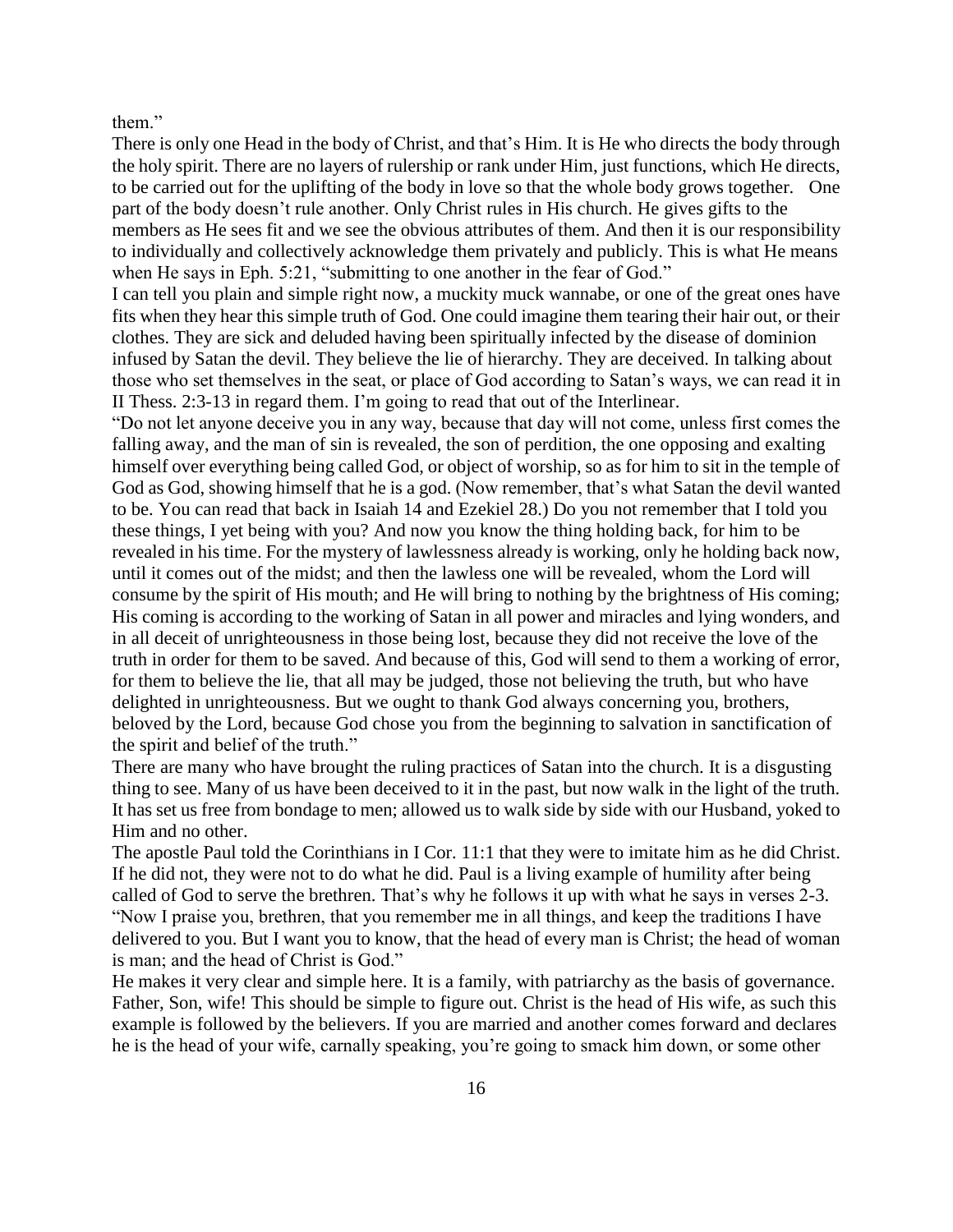them."

There is only one Head in the body of Christ, and that's Him. It is He who directs the body through the holy spirit. There are no layers of rulership or rank under Him, just functions, which He directs, to be carried out for the uplifting of the body in love so that the whole body grows together. One part of the body doesn't rule another. Only Christ rules in His church. He gives gifts to the members as He sees fit and we see the obvious attributes of them. And then it is our responsibility to individually and collectively acknowledge them privately and publicly. This is what He means when He says in Eph. 5:21, "submitting to one another in the fear of God."

I can tell you plain and simple right now, a muckity muck wannabe, or one of the great ones have fits when they hear this simple truth of God. One could imagine them tearing their hair out, or their clothes. They are sick and deluded having been spiritually infected by the disease of dominion infused by Satan the devil. They believe the lie of hierarchy. They are deceived. In talking about those who set themselves in the seat, or place of God according to Satan's ways, we can read it in II Thess. 2:3-13 in regard them. I'm going to read that out of the Interlinear.

"Do not let anyone deceive you in any way, because that day will not come, unless first comes the falling away, and the man of sin is revealed, the son of perdition, the one opposing and exalting himself over everything being called God, or object of worship, so as for him to sit in the temple of God as God, showing himself that he is a god. (Now remember, that's what Satan the devil wanted to be. You can read that back in Isaiah 14 and Ezekiel 28.) Do you not remember that I told you these things, I yet being with you? And now you know the thing holding back, for him to be revealed in his time. For the mystery of lawlessness already is working, only he holding back now, until it comes out of the midst; and then the lawless one will be revealed, whom the Lord will consume by the spirit of His mouth; and He will bring to nothing by the brightness of His coming; His coming is according to the working of Satan in all power and miracles and lying wonders, and in all deceit of unrighteousness in those being lost, because they did not receive the love of the truth in order for them to be saved. And because of this, God will send to them a working of error, for them to believe the lie, that all may be judged, those not believing the truth, but who have delighted in unrighteousness. But we ought to thank God always concerning you, brothers, beloved by the Lord, because God chose you from the beginning to salvation in sanctification of the spirit and belief of the truth."

There are many who have brought the ruling practices of Satan into the church. It is a disgusting thing to see. Many of us have been deceived to it in the past, but now walk in the light of the truth. It has set us free from bondage to men; allowed us to walk side by side with our Husband, yoked to Him and no other.

The apostle Paul told the Corinthians in I Cor. 11:1 that they were to imitate him as he did Christ. If he did not, they were not to do what he did. Paul is a living example of humility after being called of God to serve the brethren. That's why he follows it up with what he says in verses 2-3. "Now I praise you, brethren, that you remember me in all things, and keep the traditions I have delivered to you. But I want you to know, that the head of every man is Christ; the head of woman is man; and the head of Christ is God."

He makes it very clear and simple here. It is a family, with patriarchy as the basis of governance. Father, Son, wife! This should be simple to figure out. Christ is the head of His wife, as such this example is followed by the believers. If you are married and another comes forward and declares he is the head of your wife, carnally speaking, you're going to smack him down, or some other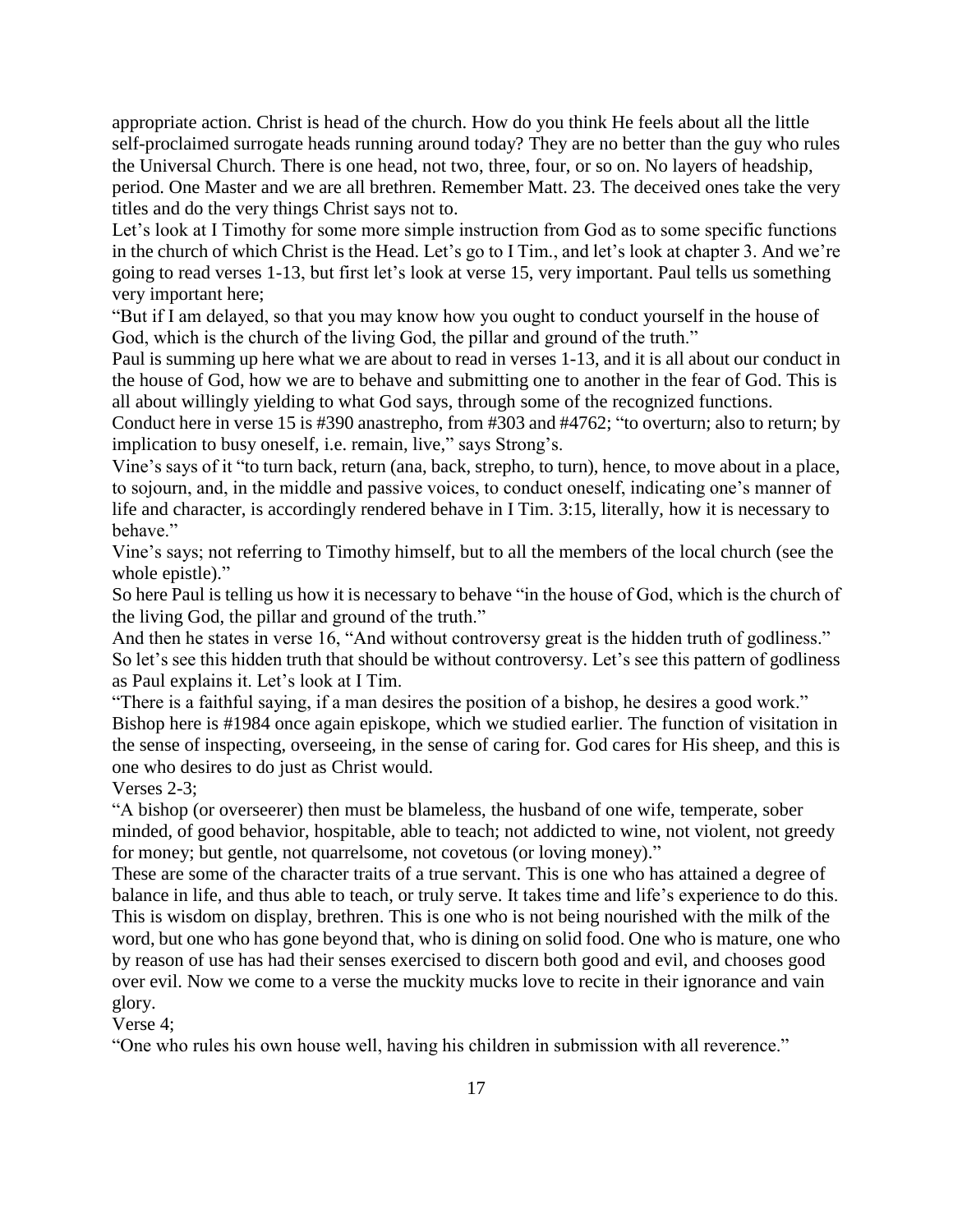appropriate action. Christ is head of the church. How do you think He feels about all the little self-proclaimed surrogate heads running around today? They are no better than the guy who rules the Universal Church. There is one head, not two, three, four, or so on. No layers of headship, period. One Master and we are all brethren. Remember Matt. 23. The deceived ones take the very titles and do the very things Christ says not to.

Let's look at I Timothy for some more simple instruction from God as to some specific functions in the church of which Christ is the Head. Let's go to I Tim., and let's look at chapter 3. And we're going to read verses 1-13, but first let's look at verse 15, very important. Paul tells us something very important here;

"But if I am delayed, so that you may know how you ought to conduct yourself in the house of God, which is the church of the living God, the pillar and ground of the truth."

Paul is summing up here what we are about to read in verses 1-13, and it is all about our conduct in the house of God, how we are to behave and submitting one to another in the fear of God. This is all about willingly yielding to what God says, through some of the recognized functions.

Conduct here in verse 15 is #390 anastrepho, from #303 and #4762; "to overturn; also to return; by implication to busy oneself, i.e. remain, live," says Strong's.

Vine's says of it "to turn back, return (ana, back, strepho, to turn), hence, to move about in a place, to sojourn, and, in the middle and passive voices, to conduct oneself, indicating one's manner of life and character, is accordingly rendered behave in I Tim. 3:15, literally, how it is necessary to behave."

Vine's says; not referring to Timothy himself, but to all the members of the local church (see the whole epistle)."

So here Paul is telling us how it is necessary to behave "in the house of God, which is the church of the living God, the pillar and ground of the truth."

And then he states in verse 16, "And without controversy great is the hidden truth of godliness." So let's see this hidden truth that should be without controversy. Let's see this pattern of godliness as Paul explains it. Let's look at I Tim.

"There is a faithful saying, if a man desires the position of a bishop, he desires a good work."

Bishop here is #1984 once again episkope, which we studied earlier. The function of visitation in the sense of inspecting, overseeing, in the sense of caring for. God cares for His sheep, and this is one who desires to do just as Christ would.

Verses 2-3;

"A bishop (or overseerer) then must be blameless, the husband of one wife, temperate, sober minded, of good behavior, hospitable, able to teach; not addicted to wine, not violent, not greedy for money; but gentle, not quarrelsome, not covetous (or loving money)."

These are some of the character traits of a true servant. This is one who has attained a degree of balance in life, and thus able to teach, or truly serve. It takes time and life's experience to do this. This is wisdom on display, brethren. This is one who is not being nourished with the milk of the word, but one who has gone beyond that, who is dining on solid food. One who is mature, one who by reason of use has had their senses exercised to discern both good and evil, and chooses good over evil. Now we come to a verse the muckity mucks love to recite in their ignorance and vain glory.

Verse 4;

"One who rules his own house well, having his children in submission with all reverence."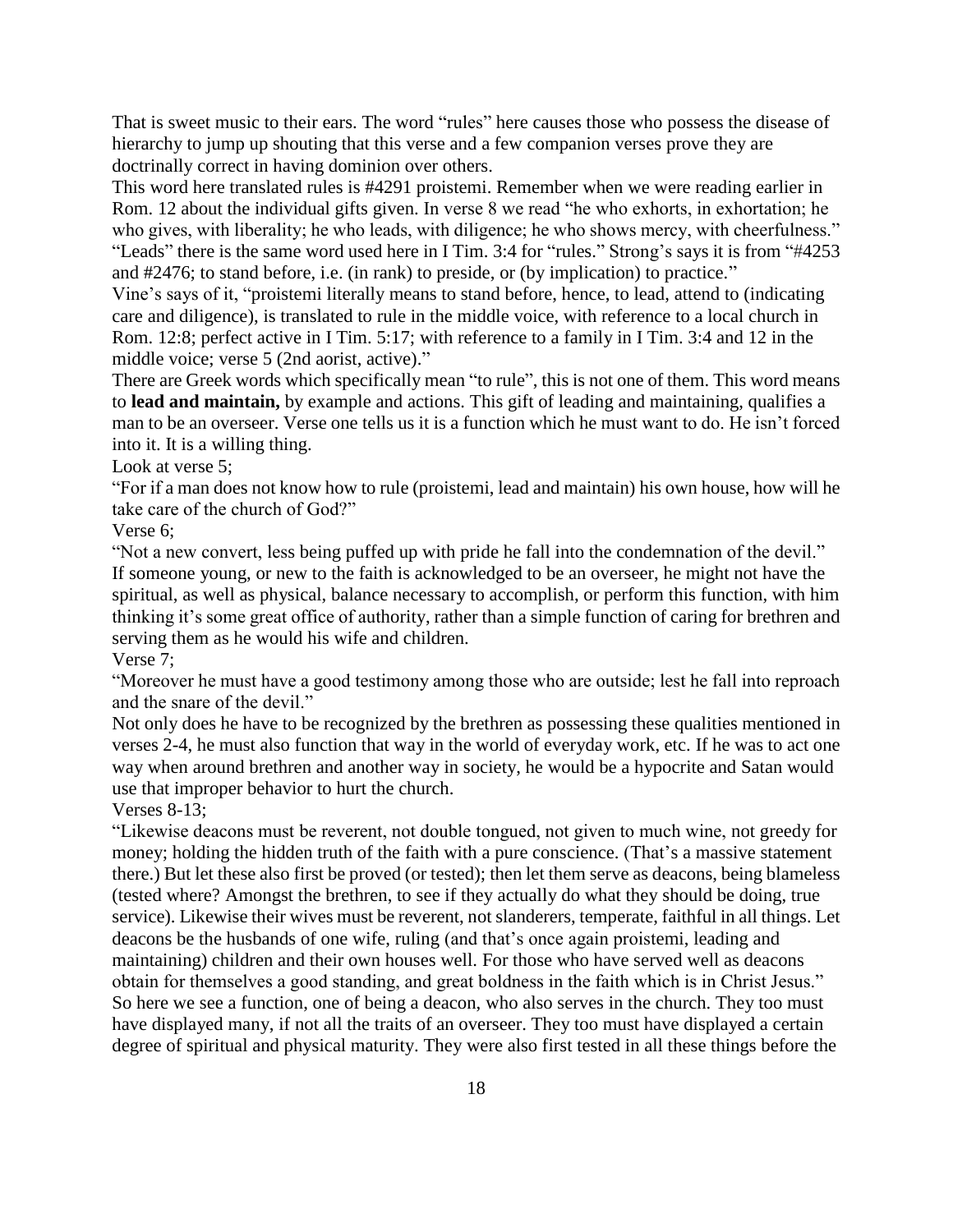That is sweet music to their ears. The word "rules" here causes those who possess the disease of hierarchy to jump up shouting that this verse and a few companion verses prove they are doctrinally correct in having dominion over others.

This word here translated rules is #4291 proistemi. Remember when we were reading earlier in Rom. 12 about the individual gifts given. In verse 8 we read "he who exhorts, in exhortation; he who gives, with liberality; he who leads, with diligence; he who shows mercy, with cheerfulness." "Leads" there is the same word used here in I Tim. 3:4 for "rules." Strong's says it is from "#4253 and #2476; to stand before, i.e. (in rank) to preside, or (by implication) to practice."

Vine's says of it, "proistemi literally means to stand before, hence, to lead, attend to (indicating care and diligence), is translated to rule in the middle voice, with reference to a local church in Rom. 12:8; perfect active in I Tim. 5:17; with reference to a family in I Tim. 3:4 and 12 in the middle voice; verse 5 (2nd aorist, active)."

There are Greek words which specifically mean "to rule", this is not one of them. This word means to **lead and maintain,** by example and actions. This gift of leading and maintaining, qualifies a man to be an overseer. Verse one tells us it is a function which he must want to do. He isn't forced into it. It is a willing thing.

Look at verse 5;

"For if a man does not know how to rule (proistemi, lead and maintain) his own house, how will he take care of the church of God?"

Verse 6;

"Not a new convert, less being puffed up with pride he fall into the condemnation of the devil."

If someone young, or new to the faith is acknowledged to be an overseer, he might not have the spiritual, as well as physical, balance necessary to accomplish, or perform this function, with him thinking it's some great office of authority, rather than a simple function of caring for brethren and serving them as he would his wife and children.

Verse 7;

"Moreover he must have a good testimony among those who are outside; lest he fall into reproach and the snare of the devil."

Not only does he have to be recognized by the brethren as possessing these qualities mentioned in verses 2-4, he must also function that way in the world of everyday work, etc. If he was to act one way when around brethren and another way in society, he would be a hypocrite and Satan would use that improper behavior to hurt the church.

Verses 8-13;

"Likewise deacons must be reverent, not double tongued, not given to much wine, not greedy for money; holding the hidden truth of the faith with a pure conscience. (That's a massive statement there.) But let these also first be proved (or tested); then let them serve as deacons, being blameless (tested where? Amongst the brethren, to see if they actually do what they should be doing, true service). Likewise their wives must be reverent, not slanderers, temperate, faithful in all things. Let deacons be the husbands of one wife, ruling (and that's once again proistemi, leading and maintaining) children and their own houses well. For those who have served well as deacons obtain for themselves a good standing, and great boldness in the faith which is in Christ Jesus."

So here we see a function, one of being a deacon, who also serves in the church. They too must have displayed many, if not all the traits of an overseer. They too must have displayed a certain degree of spiritual and physical maturity. They were also first tested in all these things before the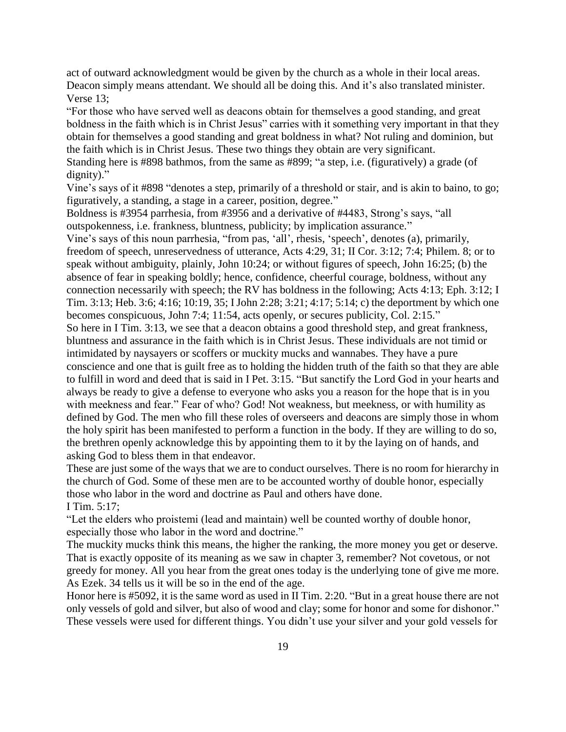act of outward acknowledgment would be given by the church as a whole in their local areas. Deacon simply means attendant. We should all be doing this. And it's also translated minister. Verse 13;

"For those who have served well as deacons obtain for themselves a good standing, and great boldness in the faith which is in Christ Jesus" carries with it something very important in that they obtain for themselves a good standing and great boldness in what? Not ruling and dominion, but the faith which is in Christ Jesus. These two things they obtain are very significant.

Standing here is #898 bathmos, from the same as #899; "a step, i.e. (figuratively) a grade (of dignity)."

Vine's says of it #898 "denotes a step, primarily of a threshold or stair, and is akin to baino, to go; figuratively, a standing, a stage in a career, position, degree."

Boldness is #3954 parrhesia, from #3956 and a derivative of #4483, Strong's says, "all outspokenness, i.e. frankness, bluntness, publicity; by implication assurance."

Vine's says of this noun parrhesia, "from pas, 'all', rhesis, 'speech', denotes (a), primarily, freedom of speech, unreservedness of utterance, Acts 4:29, 31; II Cor. 3:12; 7:4; Philem. 8; or to speak without ambiguity, plainly, John 10:24; or without figures of speech, John 16:25; (b) the absence of fear in speaking boldly; hence, confidence, cheerful courage, boldness, without any connection necessarily with speech; the RV has boldness in the following; Acts 4:13; Eph. 3:12; I Tim. 3:13; Heb. 3:6; 4:16; 10:19, 35; I John 2:28; 3:21; 4:17; 5:14; c) the deportment by which one becomes conspicuous, John 7:4; 11:54, acts openly, or secures publicity, Col. 2:15."

So here in I Tim. 3:13, we see that a deacon obtains a good threshold step, and great frankness, bluntness and assurance in the faith which is in Christ Jesus. These individuals are not timid or intimidated by naysayers or scoffers or muckity mucks and wannabes. They have a pure conscience and one that is guilt free as to holding the hidden truth of the faith so that they are able to fulfill in word and deed that is said in I Pet. 3:15. "But sanctify the Lord God in your hearts and always be ready to give a defense to everyone who asks you a reason for the hope that is in you with meekness and fear." Fear of who? God! Not weakness, but meekness, or with humility as defined by God. The men who fill these roles of overseers and deacons are simply those in whom the holy spirit has been manifested to perform a function in the body. If they are willing to do so, the brethren openly acknowledge this by appointing them to it by the laying on of hands, and asking God to bless them in that endeavor.

These are just some of the ways that we are to conduct ourselves. There is no room for hierarchy in the church of God. Some of these men are to be accounted worthy of double honor, especially those who labor in the word and doctrine as Paul and others have done.

I Tim. 5:17;

"Let the elders who proistemi (lead and maintain) well be counted worthy of double honor, especially those who labor in the word and doctrine."

The muckity mucks think this means, the higher the ranking, the more money you get or deserve. That is exactly opposite of its meaning as we saw in chapter 3, remember? Not covetous, or not greedy for money. All you hear from the great ones today is the underlying tone of give me more. As Ezek. 34 tells us it will be so in the end of the age.

Honor here is #5092, it is the same word as used in II Tim. 2:20. "But in a great house there are not only vessels of gold and silver, but also of wood and clay; some for honor and some for dishonor." These vessels were used for different things. You didn't use your silver and your gold vessels for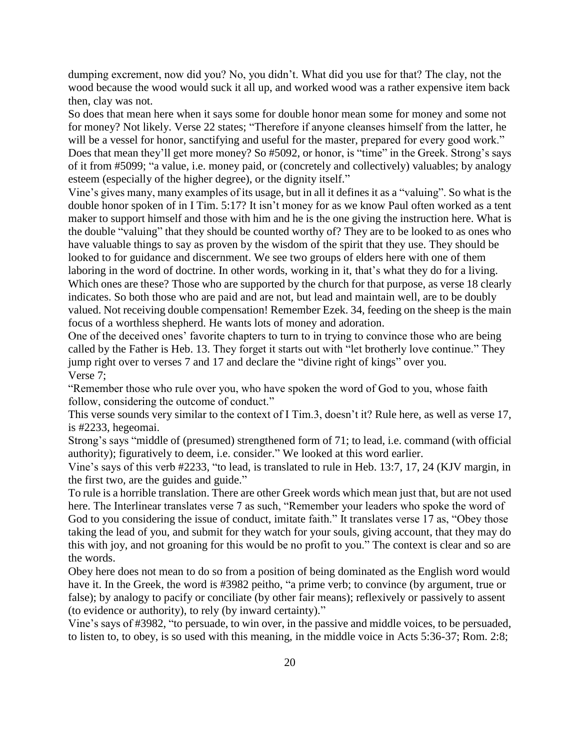dumping excrement, now did you? No, you didn't. What did you use for that? The clay, not the wood because the wood would suck it all up, and worked wood was a rather expensive item back then, clay was not.

So does that mean here when it says some for double honor mean some for money and some not for money? Not likely. Verse 22 states; "Therefore if anyone cleanses himself from the latter, he will be a vessel for honor, sanctifying and useful for the master, prepared for every good work." Does that mean they'll get more money? So #5092, or honor, is "time" in the Greek. Strong's says of it from #5099; "a value, i.e. money paid, or (concretely and collectively) valuables; by analogy esteem (especially of the higher degree), or the dignity itself."

Vine's gives many, many examples of its usage, but in all it defines it as a "valuing". So what is the double honor spoken of in I Tim. 5:17? It isn't money for as we know Paul often worked as a tent maker to support himself and those with him and he is the one giving the instruction here. What is the double "valuing" that they should be counted worthy of? They are to be looked to as ones who have valuable things to say as proven by the wisdom of the spirit that they use. They should be looked to for guidance and discernment. We see two groups of elders here with one of them laboring in the word of doctrine. In other words, working in it, that's what they do for a living. Which ones are these? Those who are supported by the church for that purpose, as verse 18 clearly indicates. So both those who are paid and are not, but lead and maintain well, are to be doubly valued. Not receiving double compensation! Remember Ezek. 34, feeding on the sheep is the main focus of a worthless shepherd. He wants lots of money and adoration.

One of the deceived ones' favorite chapters to turn to in trying to convince those who are being called by the Father is Heb. 13. They forget it starts out with "let brotherly love continue." They jump right over to verses 7 and 17 and declare the "divine right of kings" over you.

Verse 7;

"Remember those who rule over you, who have spoken the word of God to you, whose faith follow, considering the outcome of conduct."

This verse sounds very similar to the context of I Tim.3, doesn't it? Rule here, as well as verse 17, is #2233, hegeomai.

Strong's says "middle of (presumed) strengthened form of 71; to lead, i.e. command (with official authority); figuratively to deem, i.e. consider." We looked at this word earlier.

Vine's says of this verb #2233, "to lead, is translated to rule in Heb. 13:7, 17, 24 (KJV margin, in the first two, are the guides and guide."

To rule is a horrible translation. There are other Greek words which mean just that, but are not used here. The Interlinear translates verse 7 as such, "Remember your leaders who spoke the word of God to you considering the issue of conduct, imitate faith." It translates verse 17 as, "Obey those taking the lead of you, and submit for they watch for your souls, giving account, that they may do this with joy, and not groaning for this would be no profit to you." The context is clear and so are the words.

Obey here does not mean to do so from a position of being dominated as the English word would have it. In the Greek, the word is #3982 peitho, "a prime verb; to convince (by argument, true or false); by analogy to pacify or conciliate (by other fair means); reflexively or passively to assent (to evidence or authority), to rely (by inward certainty)."

Vine's says of #3982, "to persuade, to win over, in the passive and middle voices, to be persuaded, to listen to, to obey, is so used with this meaning, in the middle voice in Acts 5:36-37; Rom. 2:8;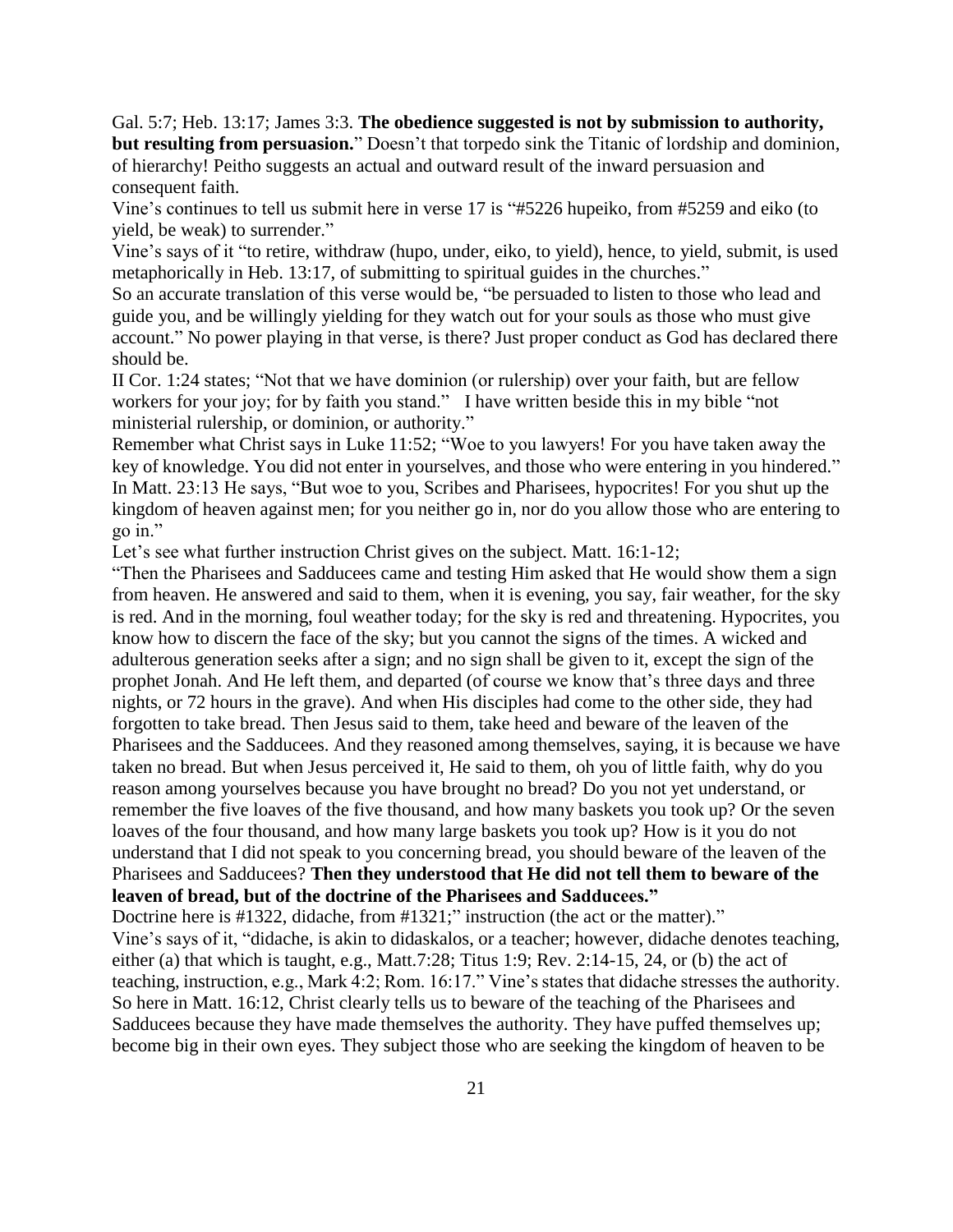Gal. 5:7; Heb. 13:17; James 3:3. **The obedience suggested is not by submission to authority, but resulting from persuasion.**" Doesn't that torpedo sink the Titanic of lordship and dominion, of hierarchy! Peitho suggests an actual and outward result of the inward persuasion and consequent faith.

Vine's continues to tell us submit here in verse 17 is "#5226 hupeiko, from #5259 and eiko (to yield, be weak) to surrender."

Vine's says of it "to retire, withdraw (hupo, under, eiko, to yield), hence, to yield, submit, is used metaphorically in Heb. 13:17, of submitting to spiritual guides in the churches."

So an accurate translation of this verse would be, "be persuaded to listen to those who lead and guide you, and be willingly yielding for they watch out for your souls as those who must give account." No power playing in that verse, is there? Just proper conduct as God has declared there should be.

II Cor. 1:24 states; "Not that we have dominion (or rulership) over your faith, but are fellow workers for your joy; for by faith you stand." I have written beside this in my bible "not ministerial rulership, or dominion, or authority."

Remember what Christ says in Luke 11:52; "Woe to you lawyers! For you have taken away the key of knowledge. You did not enter in yourselves, and those who were entering in you hindered." In Matt. 23:13 He says, "But woe to you, Scribes and Pharisees, hypocrites! For you shut up the kingdom of heaven against men; for you neither go in, nor do you allow those who are entering to go in."

Let's see what further instruction Christ gives on the subject. Matt. 16:1-12;

"Then the Pharisees and Sadducees came and testing Him asked that He would show them a sign from heaven. He answered and said to them, when it is evening, you say, fair weather, for the sky is red. And in the morning, foul weather today; for the sky is red and threatening. Hypocrites, you know how to discern the face of the sky; but you cannot the signs of the times. A wicked and adulterous generation seeks after a sign; and no sign shall be given to it, except the sign of the prophet Jonah. And He left them, and departed (of course we know that's three days and three nights, or 72 hours in the grave). And when His disciples had come to the other side, they had forgotten to take bread. Then Jesus said to them, take heed and beware of the leaven of the Pharisees and the Sadducees. And they reasoned among themselves, saying, it is because we have taken no bread. But when Jesus perceived it, He said to them, oh you of little faith, why do you reason among yourselves because you have brought no bread? Do you not yet understand, or remember the five loaves of the five thousand, and how many baskets you took up? Or the seven loaves of the four thousand, and how many large baskets you took up? How is it you do not understand that I did not speak to you concerning bread, you should beware of the leaven of the Pharisees and Sadducees? **Then they understood that He did not tell them to beware of the leaven of bread, but of the doctrine of the Pharisees and Sadducees."**

Doctrine here is #1322, didache, from #1321;" instruction (the act or the matter)."

Vine's says of it, "didache, is akin to didaskalos, or a teacher; however, didache denotes teaching, either (a) that which is taught, e.g., Matt.7:28; Titus 1:9; Rev. 2:14-15, 24, or (b) the act of teaching, instruction, e.g., Mark 4:2; Rom. 16:17." Vine's states that didache stresses the authority. So here in Matt. 16:12, Christ clearly tells us to beware of the teaching of the Pharisees and Sadducees because they have made themselves the authority. They have puffed themselves up; become big in their own eyes. They subject those who are seeking the kingdom of heaven to be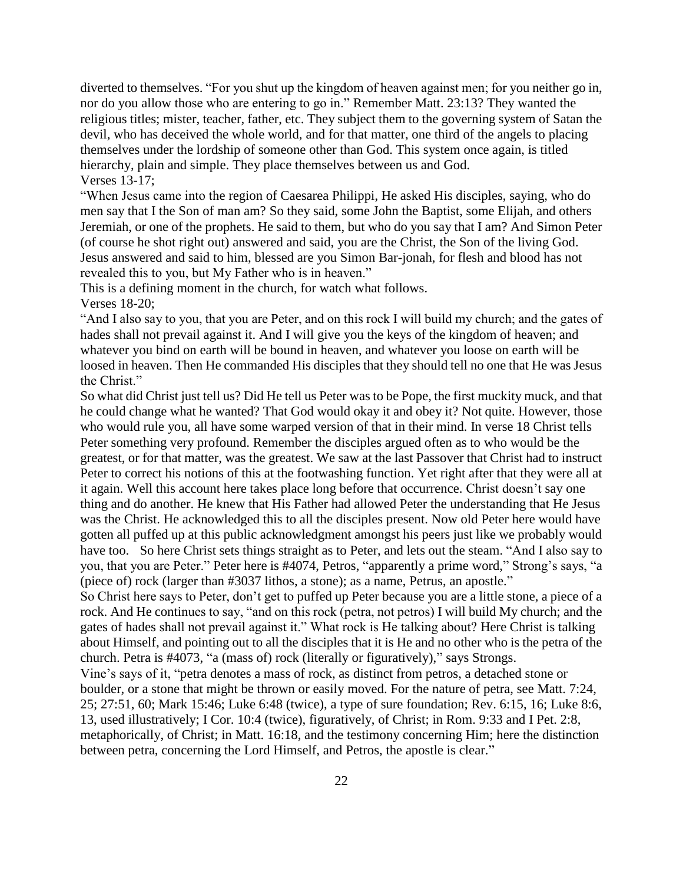diverted to themselves. "For you shut up the kingdom of heaven against men; for you neither go in, nor do you allow those who are entering to go in." Remember Matt. 23:13? They wanted the religious titles; mister, teacher, father, etc. They subject them to the governing system of Satan the devil, who has deceived the whole world, and for that matter, one third of the angels to placing themselves under the lordship of someone other than God. This system once again, is titled hierarchy, plain and simple. They place themselves between us and God.

Verses 13-17;

"When Jesus came into the region of Caesarea Philippi, He asked His disciples, saying, who do men say that I the Son of man am? So they said, some John the Baptist, some Elijah, and others Jeremiah, or one of the prophets. He said to them, but who do you say that I am? And Simon Peter (of course he shot right out) answered and said, you are the Christ, the Son of the living God. Jesus answered and said to him, blessed are you Simon Bar-jonah, for flesh and blood has not revealed this to you, but My Father who is in heaven."

This is a defining moment in the church, for watch what follows.

Verses 18-20;

"And I also say to you, that you are Peter, and on this rock I will build my church; and the gates of hades shall not prevail against it. And I will give you the keys of the kingdom of heaven; and whatever you bind on earth will be bound in heaven, and whatever you loose on earth will be loosed in heaven. Then He commanded His disciples that they should tell no one that He was Jesus the Christ."

So what did Christ just tell us? Did He tell us Peter was to be Pope, the first muckity muck, and that he could change what he wanted? That God would okay it and obey it? Not quite. However, those who would rule you, all have some warped version of that in their mind. In verse 18 Christ tells Peter something very profound. Remember the disciples argued often as to who would be the greatest, or for that matter, was the greatest. We saw at the last Passover that Christ had to instruct Peter to correct his notions of this at the footwashing function. Yet right after that they were all at it again. Well this account here takes place long before that occurrence. Christ doesn't say one thing and do another. He knew that His Father had allowed Peter the understanding that He Jesus was the Christ. He acknowledged this to all the disciples present. Now old Peter here would have gotten all puffed up at this public acknowledgment amongst his peers just like we probably would have too. So here Christ sets things straight as to Peter, and lets out the steam. "And I also say to you, that you are Peter." Peter here is #4074, Petros, "apparently a prime word," Strong's says, "a (piece of) rock (larger than #3037 lithos, a stone); as a name, Petrus, an apostle."

So Christ here says to Peter, don't get to puffed up Peter because you are a little stone, a piece of a rock. And He continues to say, "and on this rock (petra, not petros) I will build My church; and the gates of hades shall not prevail against it." What rock is He talking about? Here Christ is talking about Himself, and pointing out to all the disciples that it is He and no other who is the petra of the church. Petra is #4073, "a (mass of) rock (literally or figuratively)," says Strongs.

Vine's says of it, "petra denotes a mass of rock, as distinct from petros, a detached stone or boulder, or a stone that might be thrown or easily moved. For the nature of petra, see Matt. 7:24, 25; 27:51, 60; Mark 15:46; Luke 6:48 (twice), a type of sure foundation; Rev. 6:15, 16; Luke 8:6, 13, used illustratively; I Cor. 10:4 (twice), figuratively, of Christ; in Rom. 9:33 and I Pet. 2:8, metaphorically, of Christ; in Matt. 16:18, and the testimony concerning Him; here the distinction between petra, concerning the Lord Himself, and Petros, the apostle is clear."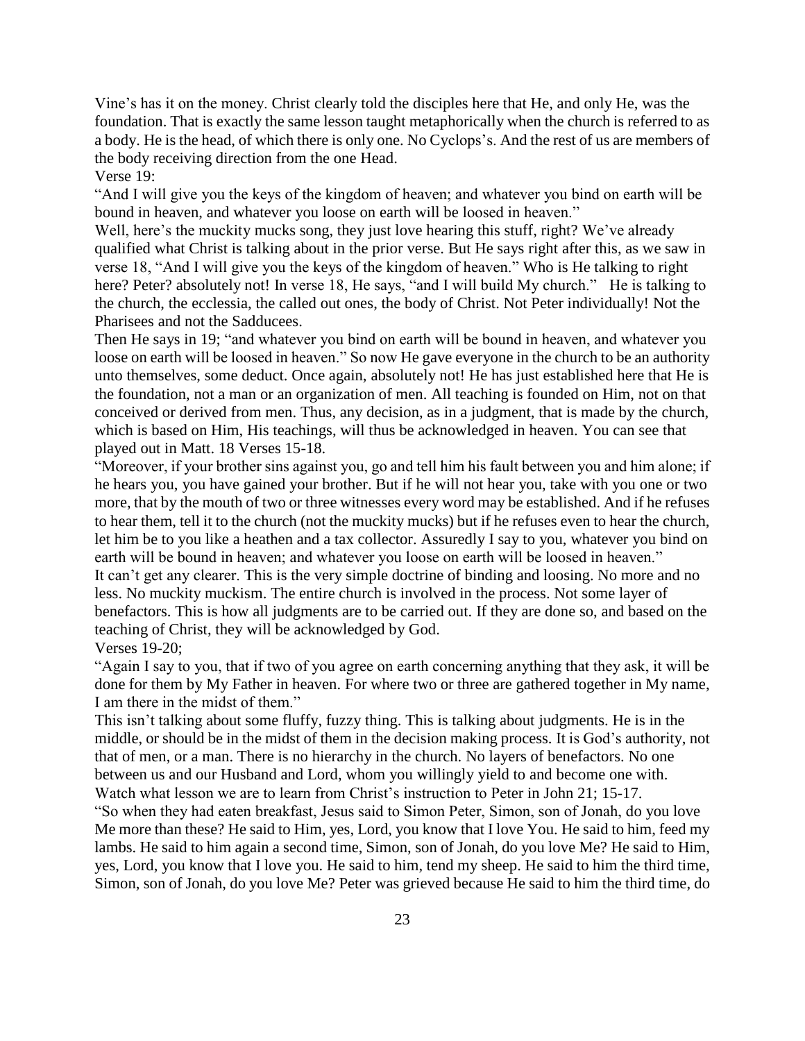Vine's has it on the money. Christ clearly told the disciples here that He, and only He, was the foundation. That is exactly the same lesson taught metaphorically when the church is referred to as a body. He is the head, of which there is only one. No Cyclops's. And the rest of us are members of the body receiving direction from the one Head.

Verse 19:

"And I will give you the keys of the kingdom of heaven; and whatever you bind on earth will be bound in heaven, and whatever you loose on earth will be loosed in heaven."

Well, here's the muckity mucks song, they just love hearing this stuff, right? We've already qualified what Christ is talking about in the prior verse. But He says right after this, as we saw in verse 18, "And I will give you the keys of the kingdom of heaven." Who is He talking to right here? Peter? absolutely not! In verse 18, He says, "and I will build My church." He is talking to the church, the ecclessia, the called out ones, the body of Christ. Not Peter individually! Not the Pharisees and not the Sadducees.

Then He says in 19; "and whatever you bind on earth will be bound in heaven, and whatever you loose on earth will be loosed in heaven." So now He gave everyone in the church to be an authority unto themselves, some deduct. Once again, absolutely not! He has just established here that He is the foundation, not a man or an organization of men. All teaching is founded on Him, not on that conceived or derived from men. Thus, any decision, as in a judgment, that is made by the church, which is based on Him, His teachings, will thus be acknowledged in heaven. You can see that played out in Matt. 18 Verses 15-18.

"Moreover, if your brother sins against you, go and tell him his fault between you and him alone; if he hears you, you have gained your brother. But if he will not hear you, take with you one or two more, that by the mouth of two or three witnesses every word may be established. And if he refuses to hear them, tell it to the church (not the muckity mucks) but if he refuses even to hear the church, let him be to you like a heathen and a tax collector. Assuredly I say to you, whatever you bind on earth will be bound in heaven; and whatever you loose on earth will be loosed in heaven."

It can't get any clearer. This is the very simple doctrine of binding and loosing. No more and no less. No muckity muckism. The entire church is involved in the process. Not some layer of benefactors. This is how all judgments are to be carried out. If they are done so, and based on the teaching of Christ, they will be acknowledged by God.

Verses 19-20;

"Again I say to you, that if two of you agree on earth concerning anything that they ask, it will be done for them by My Father in heaven. For where two or three are gathered together in My name, I am there in the midst of them."

This isn't talking about some fluffy, fuzzy thing. This is talking about judgments. He is in the middle, or should be in the midst of them in the decision making process. It is God's authority, not that of men, or a man. There is no hierarchy in the church. No layers of benefactors. No one between us and our Husband and Lord, whom you willingly yield to and become one with.

Watch what lesson we are to learn from Christ's instruction to Peter in John 21; 15-17.

"So when they had eaten breakfast, Jesus said to Simon Peter, Simon, son of Jonah, do you love Me more than these? He said to Him, yes, Lord, you know that I love You. He said to him, feed my lambs. He said to him again a second time, Simon, son of Jonah, do you love Me? He said to Him, yes, Lord, you know that I love you. He said to him, tend my sheep. He said to him the third time, Simon, son of Jonah, do you love Me? Peter was grieved because He said to him the third time, do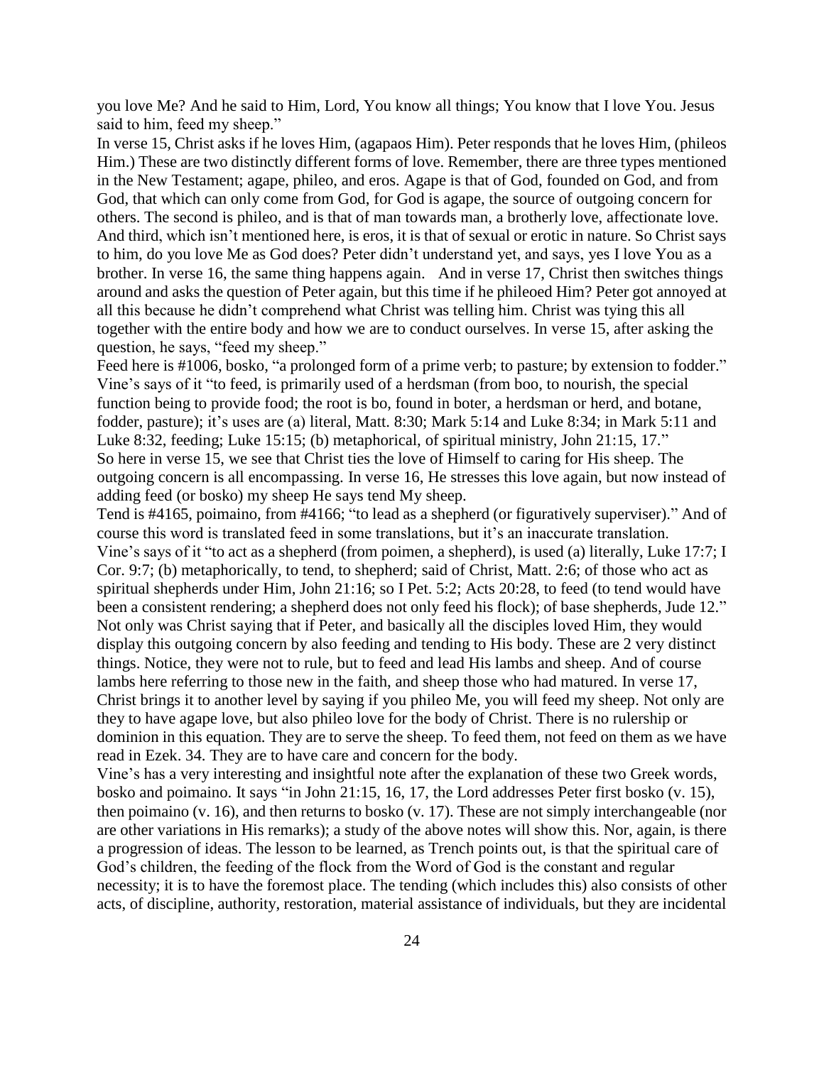you love Me? And he said to Him, Lord, You know all things; You know that I love You. Jesus said to him, feed my sheep."

In verse 15, Christ asks if he loves Him, (agapaos Him). Peter responds that he loves Him, (phileos Him.) These are two distinctly different forms of love. Remember, there are three types mentioned in the New Testament; agape, phileo, and eros. Agape is that of God, founded on God, and from God, that which can only come from God, for God is agape, the source of outgoing concern for others. The second is phileo, and is that of man towards man, a brotherly love, affectionate love. And third, which isn't mentioned here, is eros, it is that of sexual or erotic in nature. So Christ says to him, do you love Me as God does? Peter didn't understand yet, and says, yes I love You as a brother. In verse 16, the same thing happens again. And in verse 17, Christ then switches things around and asks the question of Peter again, but this time if he phileoed Him? Peter got annoyed at all this because he didn't comprehend what Christ was telling him. Christ was tying this all together with the entire body and how we are to conduct ourselves. In verse 15, after asking the question, he says, "feed my sheep."

Feed here is #1006, bosko, "a prolonged form of a prime verb; to pasture; by extension to fodder." Vine's says of it "to feed, is primarily used of a herdsman (from boo, to nourish, the special function being to provide food; the root is bo, found in boter, a herdsman or herd, and botane, fodder, pasture); it's uses are (a) literal, Matt. 8:30; Mark 5:14 and Luke 8:34; in Mark 5:11 and Luke 8:32, feeding; Luke 15:15; (b) metaphorical, of spiritual ministry, John 21:15, 17."

So here in verse 15, we see that Christ ties the love of Himself to caring for His sheep. The outgoing concern is all encompassing. In verse 16, He stresses this love again, but now instead of adding feed (or bosko) my sheep He says tend My sheep.

Tend is #4165, poimaino, from #4166; "to lead as a shepherd (or figuratively superviser)." And of course this word is translated feed in some translations, but it's an inaccurate translation.

Vine's says of it "to act as a shepherd (from poimen, a shepherd), is used (a) literally, Luke 17:7; I Cor. 9:7; (b) metaphorically, to tend, to shepherd; said of Christ, Matt. 2:6; of those who act as spiritual shepherds under Him, John 21:16; so I Pet. 5:2; Acts 20:28, to feed (to tend would have been a consistent rendering; a shepherd does not only feed his flock); of base shepherds, Jude 12."

Not only was Christ saying that if Peter, and basically all the disciples loved Him, they would display this outgoing concern by also feeding and tending to His body. These are 2 very distinct things. Notice, they were not to rule, but to feed and lead His lambs and sheep. And of course lambs here referring to those new in the faith, and sheep those who had matured. In verse 17, Christ brings it to another level by saying if you phileo Me, you will feed my sheep. Not only are they to have agape love, but also phileo love for the body of Christ. There is no rulership or dominion in this equation. They are to serve the sheep. To feed them, not feed on them as we have read in Ezek. 34. They are to have care and concern for the body.

Vine's has a very interesting and insightful note after the explanation of these two Greek words, bosko and poimaino. It says "in John 21:15, 16, 17, the Lord addresses Peter first bosko (v. 15), then poimaino (v. 16), and then returns to bosko (v. 17). These are not simply interchangeable (nor are other variations in His remarks); a study of the above notes will show this. Nor, again, is there a progression of ideas. The lesson to be learned, as Trench points out, is that the spiritual care of God's children, the feeding of the flock from the Word of God is the constant and regular necessity; it is to have the foremost place. The tending (which includes this) also consists of other acts, of discipline, authority, restoration, material assistance of individuals, but they are incidental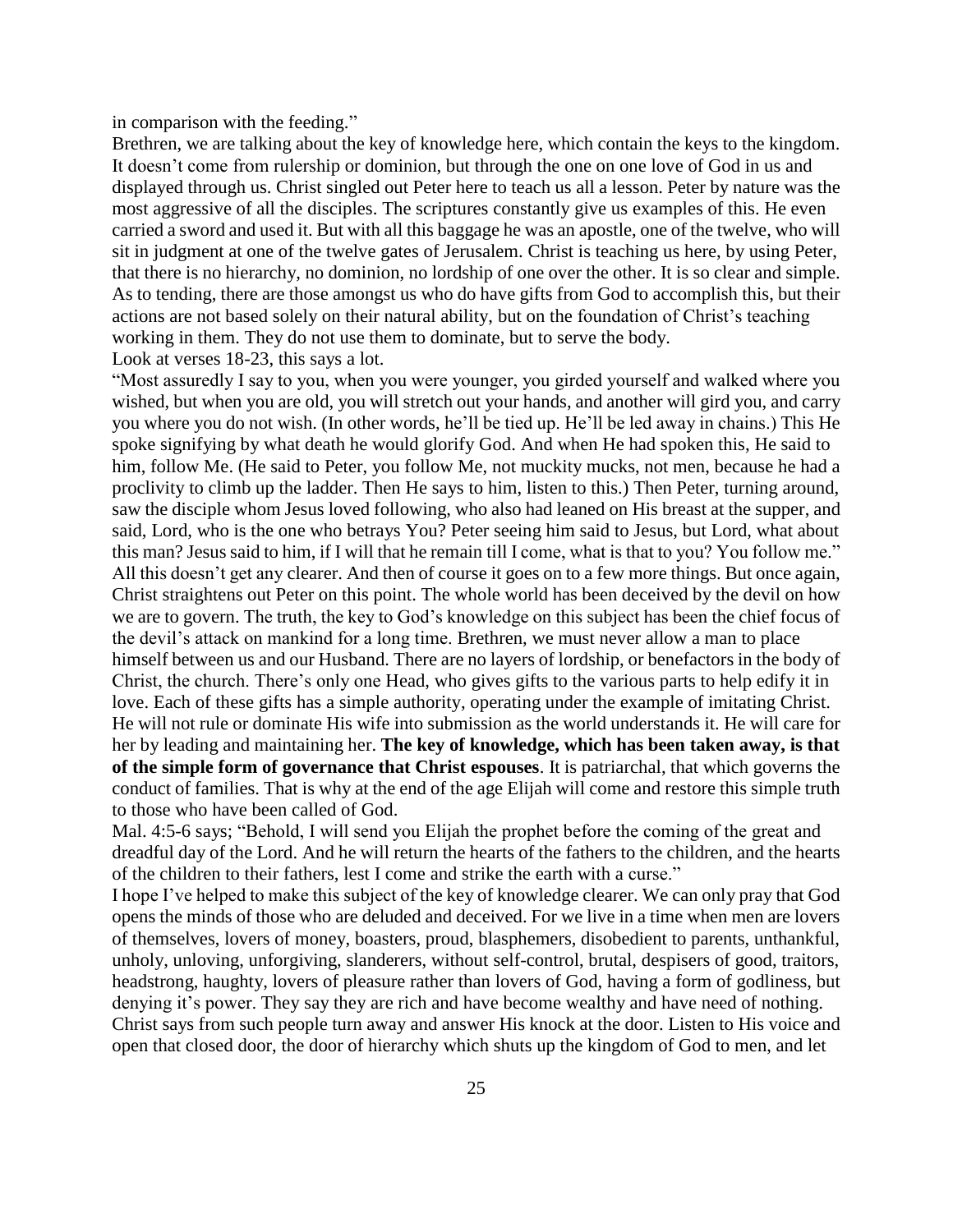in comparison with the feeding."

Brethren, we are talking about the key of knowledge here, which contain the keys to the kingdom. It doesn't come from rulership or dominion, but through the one on one love of God in us and displayed through us. Christ singled out Peter here to teach us all a lesson. Peter by nature was the most aggressive of all the disciples. The scriptures constantly give us examples of this. He even carried a sword and used it. But with all this baggage he was an apostle, one of the twelve, who will sit in judgment at one of the twelve gates of Jerusalem. Christ is teaching us here, by using Peter, that there is no hierarchy, no dominion, no lordship of one over the other. It is so clear and simple. As to tending, there are those amongst us who do have gifts from God to accomplish this, but their actions are not based solely on their natural ability, but on the foundation of Christ's teaching working in them. They do not use them to dominate, but to serve the body.

Look at verses 18-23, this says a lot.

"Most assuredly I say to you, when you were younger, you girded yourself and walked where you wished, but when you are old, you will stretch out your hands, and another will gird you, and carry you where you do not wish. (In other words, he'll be tied up. He'll be led away in chains.) This He spoke signifying by what death he would glorify God. And when He had spoken this, He said to him, follow Me. (He said to Peter, you follow Me, not muckity mucks, not men, because he had a proclivity to climb up the ladder. Then He says to him, listen to this.) Then Peter, turning around, saw the disciple whom Jesus loved following, who also had leaned on His breast at the supper, and said, Lord, who is the one who betrays You? Peter seeing him said to Jesus, but Lord, what about this man? Jesus said to him, if I will that he remain till I come, what is that to you? You follow me."

All this doesn't get any clearer. And then of course it goes on to a few more things. But once again, Christ straightens out Peter on this point. The whole world has been deceived by the devil on how we are to govern. The truth, the key to God's knowledge on this subject has been the chief focus of the devil's attack on mankind for a long time. Brethren, we must never allow a man to place himself between us and our Husband. There are no layers of lordship, or benefactors in the body of Christ, the church. There's only one Head, who gives gifts to the various parts to help edify it in love. Each of these gifts has a simple authority, operating under the example of imitating Christ. He will not rule or dominate His wife into submission as the world understands it. He will care for her by leading and maintaining her. **The key of knowledge, which has been taken away, is that of the simple form of governance that Christ espouses**. It is patriarchal, that which governs the conduct of families. That is why at the end of the age Elijah will come and restore this simple truth to those who have been called of God.

Mal. 4:5-6 says; "Behold, I will send you Elijah the prophet before the coming of the great and dreadful day of the Lord. And he will return the hearts of the fathers to the children, and the hearts of the children to their fathers, lest I come and strike the earth with a curse."

I hope I've helped to make this subject of the key of knowledge clearer. We can only pray that God opens the minds of those who are deluded and deceived. For we live in a time when men are lovers of themselves, lovers of money, boasters, proud, blasphemers, disobedient to parents, unthankful, unholy, unloving, unforgiving, slanderers, without self-control, brutal, despisers of good, traitors, headstrong, haughty, lovers of pleasure rather than lovers of God, having a form of godliness, but denying it's power. They say they are rich and have become wealthy and have need of nothing. Christ says from such people turn away and answer His knock at the door. Listen to His voice and open that closed door, the door of hierarchy which shuts up the kingdom of God to men, and let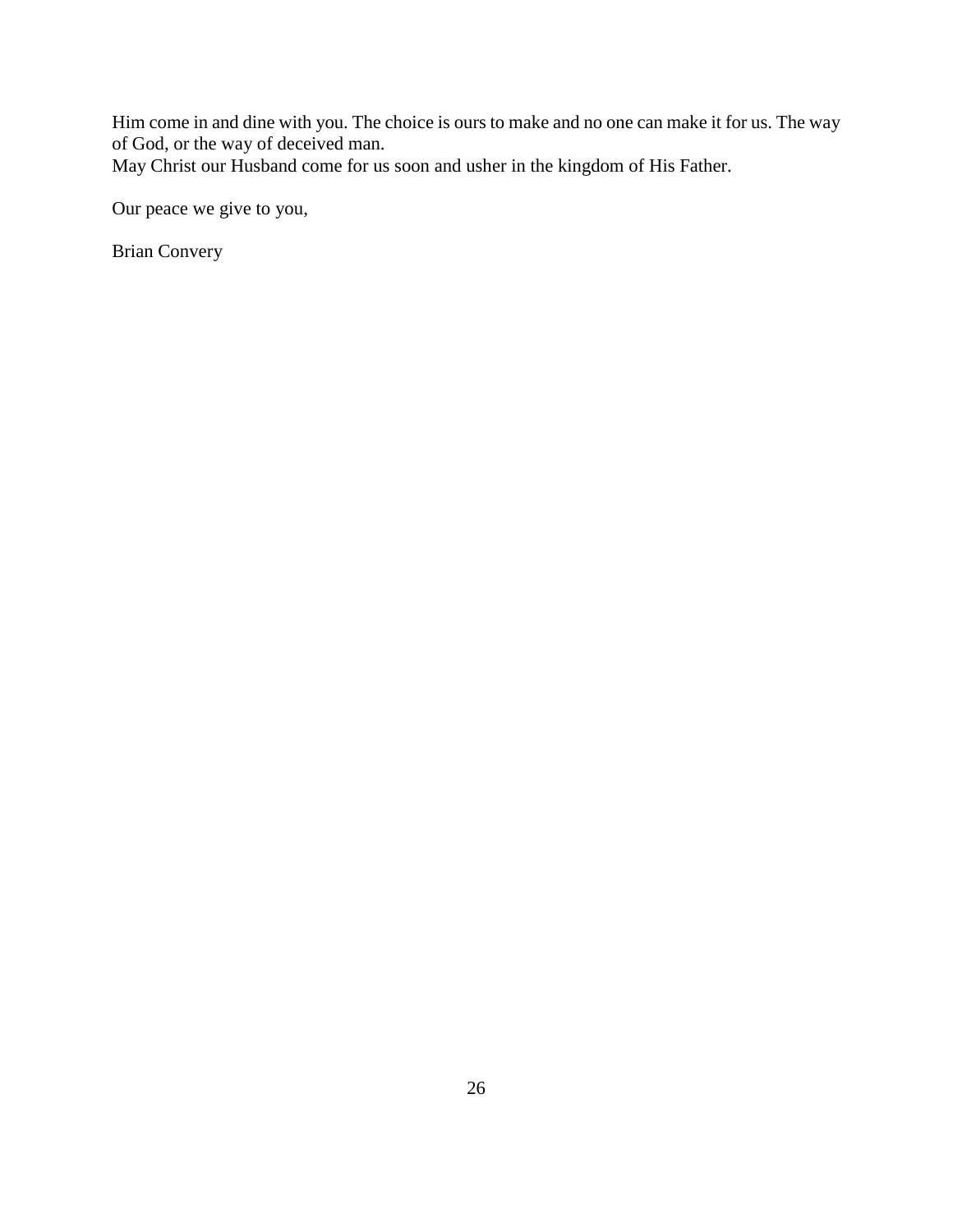Him come in and dine with you. The choice is ours to make and no one can make it for us. The way of God, or the way of deceived man.
May Christ our Husband come for us soon and usher in the kingdom of His Father.

Our peace we give to you,

Brian Convery